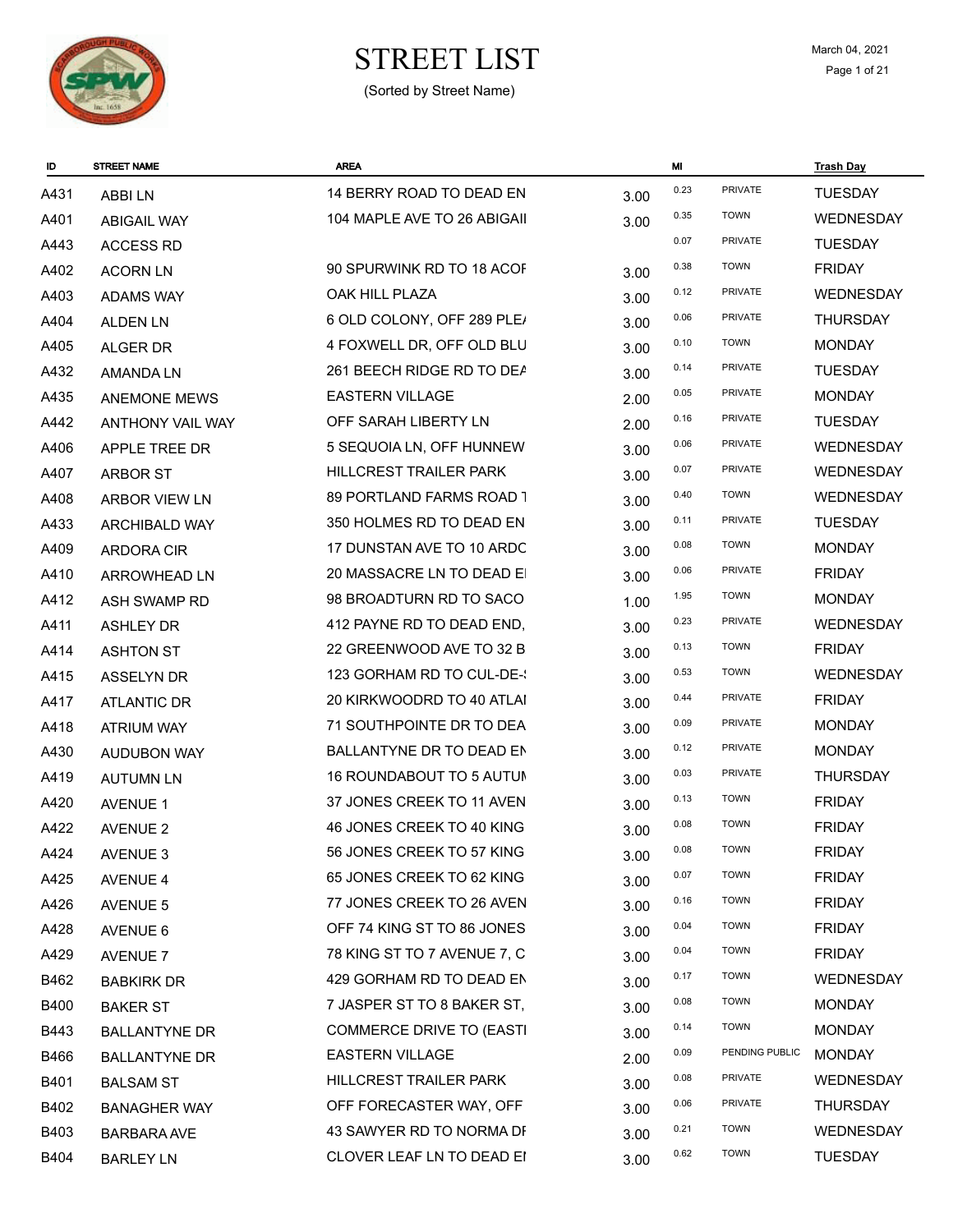# STREET LIST

(Sorted by Street Name)

March 04, 2021

| ID | STREET NAME | AREA | | MI | | Trash Day |
|---|---|---|---|---|---|---|
| A431 | ABBI LN | 14 BERRY ROAD TO DEAD EN | 3.00 | 0.23 | PRIVATE | TUESDAY |
| A401 | ABIGAIL WAY | 104 MAPLE AVE TO 26 ABIGAII | 3.00 | 0.35 | TOWN | WEDNESDAY |
| A443 | ACCESS RD | | | 0.07 | PRIVATE | TUESDAY |
| A402 | ACORN LN | 90 SPURWINK RD TO 18 ACOF | 3.00 | 0.38 | TOWN | FRIDAY |
| A403 | ADAMS WAY | OAK HILL PLAZA | 3.00 | 0.12 | PRIVATE | WEDNESDAY |
| A404 | ALDEN LN | 6 OLD COLONY, OFF 289 PLE/ | 3.00 | 0.06 | PRIVATE | THURSDAY |
| A405 | ALGER DR | 4 FOXWELL DR, OFF OLD BLU | 3.00 | 0.10 | TOWN | MONDAY |
| A432 | AMANDA LN | 261 BEECH RIDGE RD TO DEA | 3.00 | 0.14 | PRIVATE | TUESDAY |
| A435 | ANEMONE MEWS | EASTERN VILLAGE | 2.00 | 0.05 | PRIVATE | MONDAY |
| A442 | ANTHONY VAIL WAY | OFF SARAH LIBERTY LN | 2.00 | 0.16 | PRIVATE | TUESDAY |
| A406 | APPLE TREE DR | 5 SEQUOIA LN, OFF HUNNEW | 3.00 | 0.06 | PRIVATE | WEDNESDAY |
| A407 | ARBOR ST | HILLCREST TRAILER PARK | 3.00 | 0.07 | PRIVATE | WEDNESDAY |
| A408 | ARBOR VIEW LN | 89 PORTLAND FARMS ROAD T | 3.00 | 0.40 | TOWN | WEDNESDAY |
| A433 | ARCHIBALD WAY | 350 HOLMES RD TO DEAD EN | 3.00 | 0.11 | PRIVATE | TUESDAY |
| A409 | ARDORA CIR | 17 DUNSTAN AVE TO 10 ARDC | 3.00 | 0.08 | TOWN | MONDAY |
| A410 | ARROWHEAD LN | 20 MASSACRE LN TO DEAD EI | 3.00 | 0.06 | PRIVATE | FRIDAY |
| A412 | ASH SWAMP RD | 98 BROADTURN RD TO SACO | 1.00 | 1.95 | TOWN | MONDAY |
| A411 | ASHLEY DR | 412 PAYNE RD TO DEAD END, | 3.00 | 0.23 | PRIVATE | WEDNESDAY |
| A414 | ASHTON ST | 22 GREENWOOD AVE TO 32 B | 3.00 | 0.13 | TOWN | FRIDAY |
| A415 | ASSELYN DR | 123 GORHAM RD TO CUL-DE-! | 3.00 | 0.53 | TOWN | WEDNESDAY |
| A417 | ATLANTIC DR | 20 KIRKWOODRD TO 40 ATLAI | 3.00 | 0.44 | PRIVATE | FRIDAY |
| A418 | ATRIUM WAY | 71 SOUTHPOINTE DR TO DEA | 3.00 | 0.09 | PRIVATE | MONDAY |
| A430 | AUDUBON WAY | BALLANTYNE DR TO DEAD EN | 3.00 | 0.12 | PRIVATE | MONDAY |
| A419 | AUTUMN LN | 16 ROUNDABOUT TO 5 AUTUI | 3.00 | 0.03 | PRIVATE | THURSDAY |
| A420 | AVENUE 1 | 37 JONES CREEK TO 11 AVEN | 3.00 | 0.13 | TOWN | FRIDAY |
| A422 | AVENUE 2 | 46 JONES CREEK TO 40 KING | 3.00 | 0.08 | TOWN | FRIDAY |
| A424 | AVENUE 3 | 56 JONES CREEK TO 57 KING | 3.00 | 0.08 | TOWN | FRIDAY |
| A425 | AVENUE 4 | 65 JONES CREEK TO 62 KING | 3.00 | 0.07 | TOWN | FRIDAY |
| A426 | AVENUE 5 | 77 JONES CREEK TO 26 AVEN | 3.00 | 0.16 | TOWN | FRIDAY |
| A428 | AVENUE 6 | OFF 74 KING ST TO 86 JONES | 3.00 | 0.04 | TOWN | FRIDAY |
| A429 | AVENUE 7 | 78 KING ST TO 7 AVENUE 7, C | 3.00 | 0.04 | TOWN | FRIDAY |
| B462 | BABKIRK DR | 429 GORHAM RD TO DEAD EN | 3.00 | 0.17 | TOWN | WEDNESDAY |
| B400 | BAKER ST | 7 JASPER ST TO 8 BAKER ST, | 3.00 | 0.08 | TOWN | MONDAY |
| B443 | BALLANTYNE DR | COMMERCE DRIVE TO (EASTI | 3.00 | 0.14 | TOWN | MONDAY |
| B466 | BALLANTYNE DR | EASTERN VILLAGE | 2.00 | 0.09 | PENDING PUBLIC | MONDAY |
| B401 | BALSAM ST | HILLCREST TRAILER PARK | 3.00 | 0.08 | PRIVATE | WEDNESDAY |
| B402 | BANAGHER WAY | OFF FORECASTER WAY, OFF | 3.00 | 0.06 | PRIVATE | THURSDAY |
| B403 | BARBARA AVE | 43 SAWYER RD TO NORMA DI | 3.00 | 0.21 | TOWN | WEDNESDAY |
| B404 | BARLEY LN | CLOVER LEAF LN TO DEAD EI | 3.00 | 0.62 | TOWN | TUESDAY |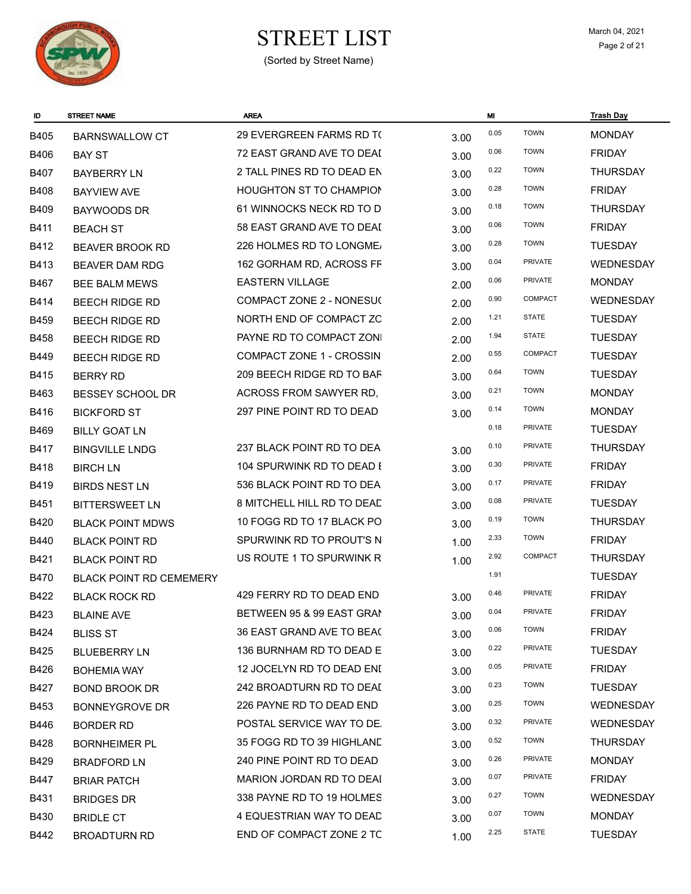# STREET LIST

(Sorted by Street Name)

March 04, 2021

| ID | STREET NAME | AREA | | MI | | Trash Day |
|---|---|---|---|---|---|---|
| B405 | BARNSWALLOW CT | 29 EVERGREEN FARMS RD T( | 3.00 | 0.05 | TOWN | MONDAY |
| B406 | BAY ST | 72 EAST GRAND AVE TO DEAI | 3.00 | 0.06 | TOWN | FRIDAY |
| B407 | BAYBERRY LN | 2 TALL PINES RD TO DEAD EN | 3.00 | 0.22 | TOWN | THURSDAY |
| B408 | BAYVIEW AVE | HOUGHTON ST TO CHAMPION | 3.00 | 0.28 | TOWN | FRIDAY |
| B409 | BAYWOODS DR | 61 WINNOCKS NECK RD TO D | 3.00 | 0.18 | TOWN | THURSDAY |
| B411 | BEACH ST | 58 EAST GRAND AVE TO DEAI | 3.00 | 0.06 | TOWN | FRIDAY |
| B412 | BEAVER BROOK RD | 226 HOLMES RD TO LONGME/ | 3.00 | 0.28 | TOWN | TUESDAY |
| B413 | BEAVER DAM RDG | 162 GORHAM RD, ACROSS FF | 3.00 | 0.04 | PRIVATE | WEDNESDAY |
| B467 | BEE BALM MEWS | EASTERN VILLAGE | 2.00 | 0.06 | PRIVATE | MONDAY |
| B414 | BEECH RIDGE RD | COMPACT ZONE 2 - NONESU( | 2.00 | 0.90 | COMPACT | WEDNESDAY |
| B459 | BEECH RIDGE RD | NORTH END OF COMPACT ZC | 2.00 | 1.21 | STATE | TUESDAY |
| B458 | BEECH RIDGE RD | PAYNE RD TO COMPACT ZONI | 2.00 | 1.94 | STATE | TUESDAY |
| B449 | BEECH RIDGE RD | COMPACT ZONE 1 - CROSSIN | 2.00 | 0.55 | COMPACT | TUESDAY |
| B415 | BERRY RD | 209 BEECH RIDGE RD TO BAF | 3.00 | 0.64 | TOWN | TUESDAY |
| B463 | BESSEY SCHOOL DR | ACROSS FROM SAWYER RD, | 3.00 | 0.21 | TOWN | MONDAY |
| B416 | BICKFORD ST | 297 PINE POINT RD TO DEAD | 3.00 | 0.14 | TOWN | MONDAY |
| B469 | BILLY GOAT LN | | | 0.18 | PRIVATE | TUESDAY |
| B417 | BINGVILLE LNDG | 237 BLACK POINT RD TO DEA | 3.00 | 0.10 | PRIVATE | THURSDAY |
| B418 | BIRCH LN | 104 SPURWINK RD TO DEAD E | 3.00 | 0.30 | PRIVATE | FRIDAY |
| B419 | BIRDS NEST LN | 536 BLACK POINT RD TO DEA | 3.00 | 0.17 | PRIVATE | FRIDAY |
| B451 | BITTERSWEET LN | 8 MITCHELL HILL RD TO DEAI | 3.00 | 0.08 | PRIVATE | TUESDAY |
| B420 | BLACK POINT MDWS | 10 FOGG RD TO 17 BLACK PO | 3.00 | 0.19 | TOWN | THURSDAY |
| B440 | BLACK POINT RD | SPURWINK RD TO PROUT'S N | 1.00 | 2.33 | TOWN | FRIDAY |
| B421 | BLACK POINT RD | US ROUTE 1 TO SPURWINK R | 1.00 | 2.92 | COMPACT | THURSDAY |
| B470 | BLACK POINT RD CEMEMERY | | | 1.91 | | TUESDAY |
| B422 | BLACK ROCK RD | 429 FERRY RD TO DEAD END | 3.00 | 0.46 | PRIVATE | FRIDAY |
| B423 | BLAINE AVE | BETWEEN 95 & 99 EAST GRAI | 3.00 | 0.04 | PRIVATE | FRIDAY |
| B424 | BLISS ST | 36 EAST GRAND AVE TO BEA( | 3.00 | 0.06 | TOWN | FRIDAY |
| B425 | BLUEBERRY LN | 136 BURNHAM RD TO DEAD E | 3.00 | 0.22 | PRIVATE | TUESDAY |
| B426 | BOHEMIA WAY | 12 JOCELYN RD TO DEAD ENI | 3.00 | 0.05 | PRIVATE | FRIDAY |
| B427 | BOND BROOK DR | 242 BROADTURN RD TO DEAI | 3.00 | 0.23 | TOWN | TUESDAY |
| B453 | BONNEYGROVE DR | 226 PAYNE RD TO DEAD END | 3.00 | 0.25 | TOWN | WEDNESDAY |
| B446 | BORDER RD | POSTAL SERVICE WAY TO DE. | 3.00 | 0.32 | PRIVATE | WEDNESDAY |
| B428 | BORNHEIMER PL | 35 FOGG RD TO 39 HIGHLANI | 3.00 | 0.52 | TOWN | THURSDAY |
| B429 | BRADFORD LN | 240 PINE POINT RD TO DEAD | 3.00 | 0.26 | PRIVATE | MONDAY |
| B447 | BRIAR PATCH | MARION JORDAN RD TO DEAI | 3.00 | 0.07 | PRIVATE | FRIDAY |
| B431 | BRIDGES DR | 338 PAYNE RD TO 19 HOLMES | 3.00 | 0.27 | TOWN | WEDNESDAY |
| B430 | BRIDLE CT | 4 EQUESTRIAN WAY TO DEAD | 3.00 | 0.07 | TOWN | MONDAY |
| B442 | BROADTURN RD | END OF COMPACT ZONE 2 TC | 1.00 | 2.25 | STATE | TUESDAY |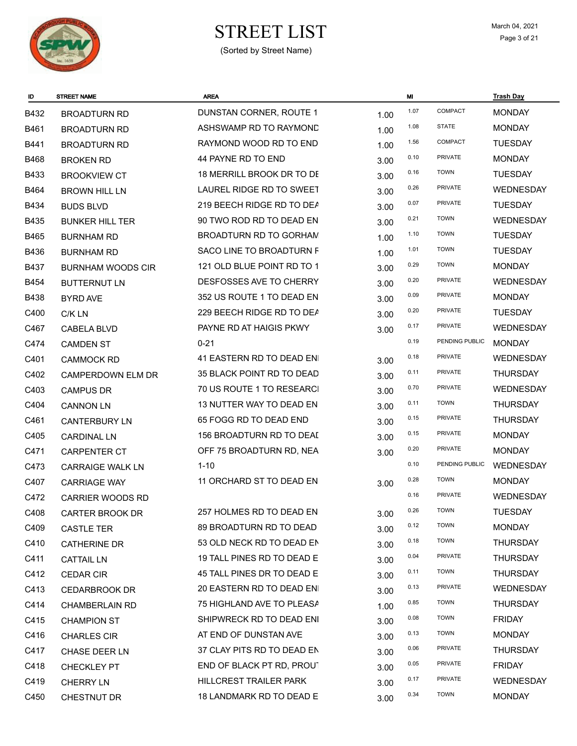# STREET LIST

(Sorted by Street Name)

March 04, 2021

| ID | STREET NAME | AREA | | MI | | Trash Day |
|---|---|---|---|---|---|---|
| B432 | BROADTURN RD | DUNSTAN CORNER, ROUTE 1 | 1.00 | 1.07 | COMPACT | MONDAY |
| B461 | BROADTURN RD | ASHSWAMP RD TO RAYMOND | 1.00 | 1.08 | STATE | MONDAY |
| B441 | BROADTURN RD | RAYMOND WOOD RD TO END | 1.00 | 1.56 | COMPACT | TUESDAY |
| B468 | BROKEN RD | 44 PAYNE RD TO END | 3.00 | 0.10 | PRIVATE | MONDAY |
| B433 | BROOKVIEW CT | 18 MERRILL BROOK DR TO DE | 3.00 | 0.16 | TOWN | TUESDAY |
| B464 | BROWN HILL LN | LAUREL RIDGE RD TO SWEET | 3.00 | 0.26 | PRIVATE | WEDNESDAY |
| B434 | BUDS BLVD | 219 BEECH RIDGE RD TO DEA | 3.00 | 0.07 | PRIVATE | TUESDAY |
| B435 | BUNKER HILL TER | 90 TWO ROD RD TO DEAD EN | 3.00 | 0.21 | TOWN | WEDNESDAY |
| B465 | BURNHAM RD | BROADTURN RD TO GORHAM | 1.00 | 1.10 | TOWN | TUESDAY |
| B436 | BURNHAM RD | SACO LINE TO BROADTURN F | 1.00 | 1.01 | TOWN | TUESDAY |
| B437 | BURNHAM WOODS CIR | 121 OLD BLUE POINT RD TO 1 | 3.00 | 0.29 | TOWN | MONDAY |
| B454 | BUTTERNUT LN | DESFOSSES AVE TO CHERRY | 3.00 | 0.20 | PRIVATE | WEDNESDAY |
| B438 | BYRD AVE | 352 US ROUTE 1 TO DEAD EN | 3.00 | 0.09 | PRIVATE | MONDAY |
| C400 | C/K LN | 229 BEECH RIDGE RD TO DEA | 3.00 | 0.20 | PRIVATE | TUESDAY |
| C467 | CABELA BLVD | PAYNE RD AT HAIGIS PKWY | 3.00 | 0.17 | PRIVATE | WEDNESDAY |
| C474 | CAMDEN ST | 0-21 | | 0.19 | PENDING PUBLIC | MONDAY |
| C401 | CAMMOCK RD | 41 EASTERN RD TO DEAD ENI | 3.00 | 0.18 | PRIVATE | WEDNESDAY |
| C402 | CAMPERDOWN ELM DR | 35 BLACK POINT RD TO DEAD | 3.00 | 0.11 | PRIVATE | THURSDAY |
| C403 | CAMPUS DR | 70 US ROUTE 1 TO RESEARCI | 3.00 | 0.70 | PRIVATE | WEDNESDAY |
| C404 | CANNON LN | 13 NUTTER WAY TO DEAD EN | 3.00 | 0.11 | TOWN | THURSDAY |
| C461 | CANTERBURY LN | 65 FOGG RD TO DEAD END | 3.00 | 0.15 | PRIVATE | THURSDAY |
| C405 | CARDINAL LN | 156 BROADTURN RD TO DEAI | 3.00 | 0.15 | PRIVATE | MONDAY |
| C471 | CARPENTER CT | OFF 75 BROADTURN RD, NEA | 3.00 | 0.20 | PRIVATE | MONDAY |
| C473 | CARRAIGE WALK LN | 1-10 | | 0.10 | PENDING PUBLIC | WEDNESDAY |
| C407 | CARRIAGE WAY | 11 ORCHARD ST TO DEAD EN | 3.00 | 0.28 | TOWN | MONDAY |
| C472 | CARRIER WOODS RD | | | 0.16 | PRIVATE | WEDNESDAY |
| C408 | CARTER BROOK DR | 257 HOLMES RD TO DEAD EN | 3.00 | 0.26 | TOWN | TUESDAY |
| C409 | CASTLE TER | 89 BROADTURN RD TO DEAD | 3.00 | 0.12 | TOWN | MONDAY |
| C410 | CATHERINE DR | 53 OLD NECK RD TO DEAD EN | 3.00 | 0.18 | TOWN | THURSDAY |
| C411 | CATTAIL LN | 19 TALL PINES RD TO DEAD E | 3.00 | 0.04 | PRIVATE | THURSDAY |
| C412 | CEDAR CIR | 45 TALL PINES DR TO DEAD E | 3.00 | 0.11 | TOWN | THURSDAY |
| C413 | CEDARBROOK DR | 20 EASTERN RD TO DEAD ENI | 3.00 | 0.13 | PRIVATE | WEDNESDAY |
| C414 | CHAMBERLAIN RD | 75 HIGHLAND AVE TO PLEASA | 1.00 | 0.85 | TOWN | THURSDAY |
| C415 | CHAMPION ST | SHIPWRECK RD TO DEAD ENI | 3.00 | 0.08 | TOWN | FRIDAY |
| C416 | CHARLES CIR | AT END OF DUNSTAN AVE | 3.00 | 0.13 | TOWN | MONDAY |
| C417 | CHASE DEER LN | 37 CLAY PITS RD TO DEAD EN | 3.00 | 0.06 | PRIVATE | THURSDAY |
| C418 | CHECKLEY PT | END OF BLACK PT RD, PROUT | 3.00 | 0.05 | PRIVATE | FRIDAY |
| C419 | CHERRY LN | HILLCREST TRAILER PARK | 3.00 | 0.17 | PRIVATE | WEDNESDAY |
| C450 | CHESTNUT DR | 18 LANDMARK RD TO DEAD E | 3.00 | 0.34 | TOWN | MONDAY |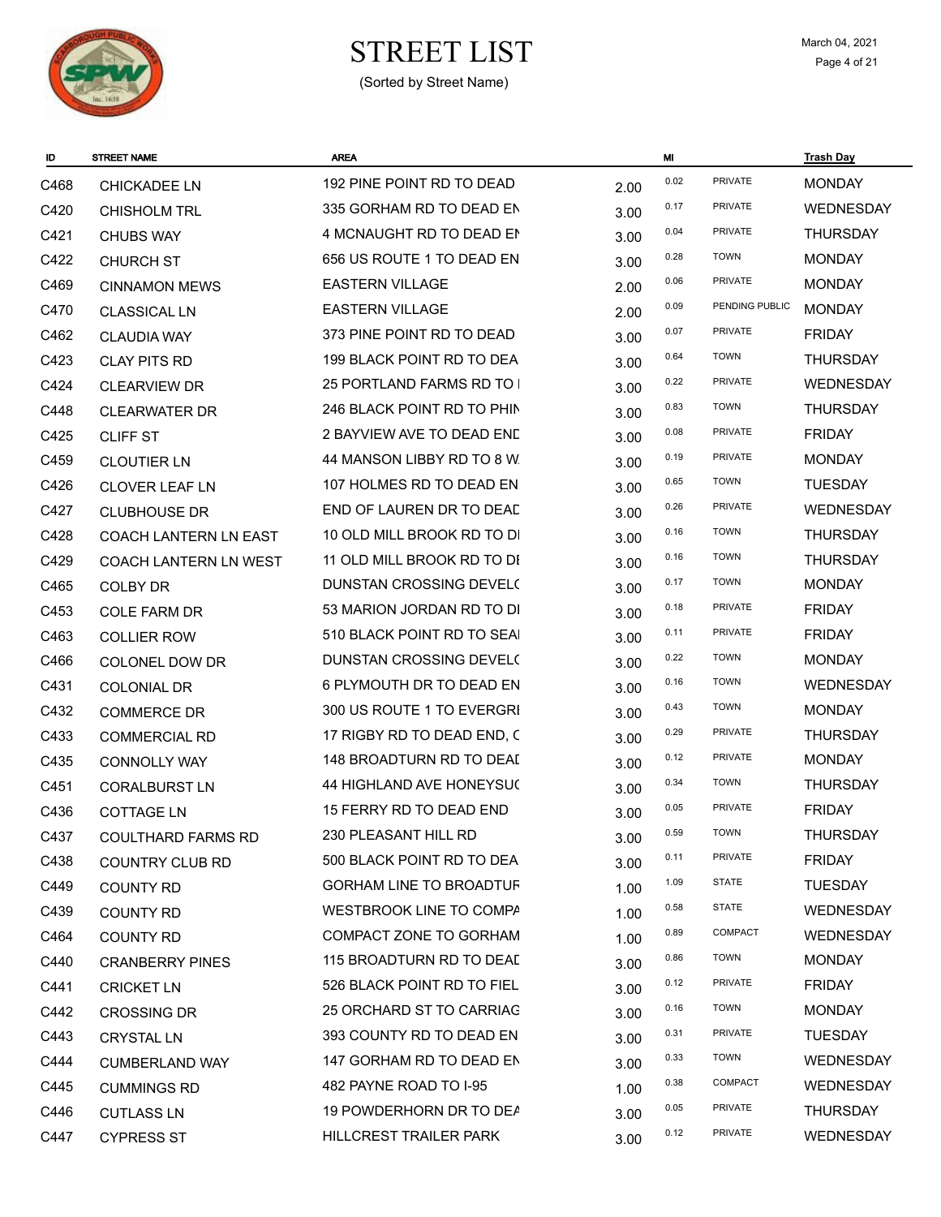# STREET LIST

(Sorted by Street Name)

March 04, 2021

| ID | STREET NAME | AREA | | MI | | Trash Day |
|---|---|---|---|---|---|---|
| C468 | CHICKADEE LN | 192 PINE POINT RD TO DEAD | 2.00 | 0.02 | PRIVATE | MONDAY |
| C420 | CHISHOLM TRL | 335 GORHAM RD TO DEAD EN | 3.00 | 0.17 | PRIVATE | WEDNESDAY |
| C421 | CHUBS WAY | 4 MCNAUGHT RD TO DEAD EN | 3.00 | 0.04 | PRIVATE | THURSDAY |
| C422 | CHURCH ST | 656 US ROUTE 1 TO DEAD EN | 3.00 | 0.28 | TOWN | MONDAY |
| C469 | CINNAMON MEWS | EASTERN VILLAGE | 2.00 | 0.06 | PRIVATE | MONDAY |
| C470 | CLASSICAL LN | EASTERN VILLAGE | 2.00 | 0.09 | PENDING PUBLIC | MONDAY |
| C462 | CLAUDIA WAY | 373 PINE POINT RD TO DEAD | 3.00 | 0.07 | PRIVATE | FRIDAY |
| C423 | CLAY PITS RD | 199 BLACK POINT RD TO DEA | 3.00 | 0.64 | TOWN | THURSDAY |
| C424 | CLEARVIEW DR | 25 PORTLAND FARMS RD TO I | 3.00 | 0.22 | PRIVATE | WEDNESDAY |
| C448 | CLEARWATER DR | 246 BLACK POINT RD TO PHIN | 3.00 | 0.83 | TOWN | THURSDAY |
| C425 | CLIFF ST | 2 BAYVIEW AVE TO DEAD ENI | 3.00 | 0.08 | PRIVATE | FRIDAY |
| C459 | CLOUTIER LN | 44 MANSON LIBBY RD TO 8 W | 3.00 | 0.19 | PRIVATE | MONDAY |
| C426 | CLOVER LEAF LN | 107 HOLMES RD TO DEAD EN | 3.00 | 0.65 | TOWN | TUESDAY |
| C427 | CLUBHOUSE DR | END OF LAUREN DR TO DEAD | 3.00 | 0.26 | PRIVATE | WEDNESDAY |
| C428 | COACH LANTERN LN EAST | 10 OLD MILL BROOK RD TO DI | 3.00 | 0.16 | TOWN | THURSDAY |
| C429 | COACH LANTERN LN WEST | 11 OLD MILL BROOK RD TO DI | 3.00 | 0.16 | TOWN | THURSDAY |
| C465 | COLBY DR | DUNSTAN CROSSING DEVELC | 3.00 | 0.17 | TOWN | MONDAY |
| C453 | COLE FARM DR | 53 MARION JORDAN RD TO DI | 3.00 | 0.18 | PRIVATE | FRIDAY |
| C463 | COLLIER ROW | 510 BLACK POINT RD TO SEAI | 3.00 | 0.11 | PRIVATE | FRIDAY |
| C466 | COLONEL DOW DR | DUNSTAN CROSSING DEVELC | 3.00 | 0.22 | TOWN | MONDAY |
| C431 | COLONIAL DR | 6 PLYMOUTH DR TO DEAD EN | 3.00 | 0.16 | TOWN | WEDNESDAY |
| C432 | COMMERCE DR | 300 US ROUTE 1 TO EVERGRI | 3.00 | 0.43 | TOWN | MONDAY |
| C433 | COMMERCIAL RD | 17 RIGBY RD TO DEAD END, C | 3.00 | 0.29 | PRIVATE | THURSDAY |
| C435 | CONNOLLY WAY | 148 BROADTURN RD TO DEAD | 3.00 | 0.12 | PRIVATE | MONDAY |
| C451 | CORALBURST LN | 44 HIGHLAND AVE HONEYSUC | 3.00 | 0.34 | TOWN | THURSDAY |
| C436 | COTTAGE LN | 15 FERRY RD TO DEAD END | 3.00 | 0.05 | PRIVATE | FRIDAY |
| C437 | COULTHARD FARMS RD | 230 PLEASANT HILL RD | 3.00 | 0.59 | TOWN | THURSDAY |
| C438 | COUNTRY CLUB RD | 500 BLACK POINT RD TO DEA | 3.00 | 0.11 | PRIVATE | FRIDAY |
| C449 | COUNTY RD | GORHAM LINE TO BROADTUR | 1.00 | 1.09 | STATE | TUESDAY |
| C439 | COUNTY RD | WESTBROOK LINE TO COMPA | 1.00 | 0.58 | STATE | WEDNESDAY |
| C464 | COUNTY RD | COMPACT ZONE TO GORHAM | 1.00 | 0.89 | COMPACT | WEDNESDAY |
| C440 | CRANBERRY PINES | 115 BROADTURN RD TO DEAD | 3.00 | 0.86 | TOWN | MONDAY |
| C441 | CRICKET LN | 526 BLACK POINT RD TO FIEL | 3.00 | 0.12 | PRIVATE | FRIDAY |
| C442 | CROSSING DR | 25 ORCHARD ST TO CARRIAG | 3.00 | 0.16 | TOWN | MONDAY |
| C443 | CRYSTAL LN | 393 COUNTY RD TO DEAD EN | 3.00 | 0.31 | PRIVATE | TUESDAY |
| C444 | CUMBERLAND WAY | 147 GORHAM RD TO DEAD EN | 3.00 | 0.33 | TOWN | WEDNESDAY |
| C445 | CUMMINGS RD | 482 PAYNE ROAD TO I-95 | 1.00 | 0.38 | COMPACT | WEDNESDAY |
| C446 | CUTLASS LN | 19 POWDERHORN DR TO DEA | 3.00 | 0.05 | PRIVATE | THURSDAY |
| C447 | CYPRESS ST | HILLCREST TRAILER PARK | 3.00 | 0.12 | PRIVATE | WEDNESDAY |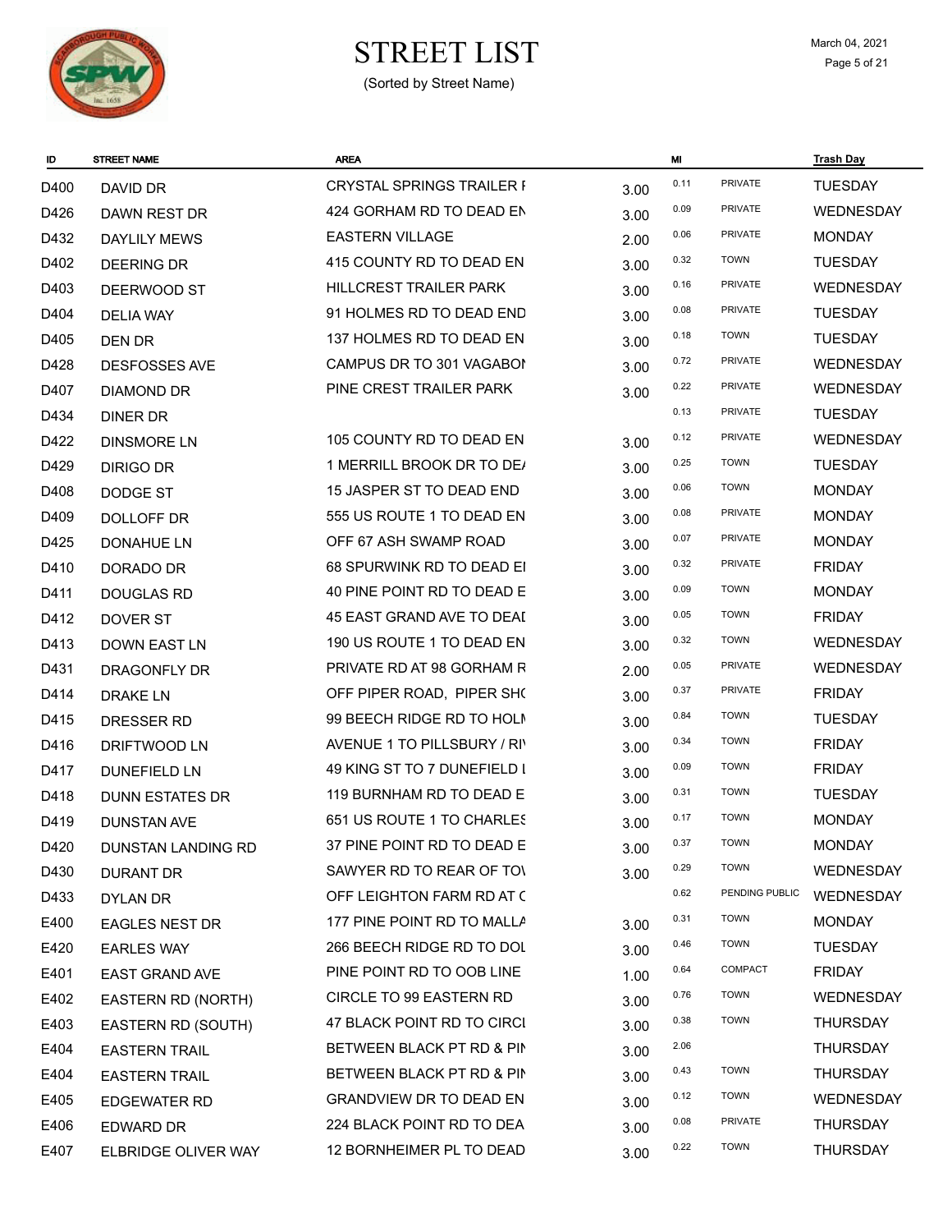# STREET LIST

(Sorted by Street Name)

March 04, 2021

| ID | STREET NAME | AREA | | MI | | Trash Day |
|---|---|---|---|---|---|---|
| D400 | DAVID DR | CRYSTAL SPRINGS TRAILER I | 3.00 | 0.11 | PRIVATE | TUESDAY |
| D426 | DAWN REST DR | 424 GORHAM RD TO DEAD EN | 3.00 | 0.09 | PRIVATE | WEDNESDAY |
| D432 | DAYLILY MEWS | EASTERN VILLAGE | 2.00 | 0.06 | PRIVATE | MONDAY |
| D402 | DEERING DR | 415 COUNTY RD TO DEAD EN | 3.00 | 0.32 | TOWN | TUESDAY |
| D403 | DEERWOOD ST | HILLCREST TRAILER PARK | 3.00 | 0.16 | PRIVATE | WEDNESDAY |
| D404 | DELIA WAY | 91 HOLMES RD TO DEAD END | 3.00 | 0.08 | PRIVATE | TUESDAY |
| D405 | DEN DR | 137 HOLMES RD TO DEAD EN | 3.00 | 0.18 | TOWN | TUESDAY |
| D428 | DESFOSSES AVE | CAMPUS DR TO 301 VAGABOI | 3.00 | 0.72 | PRIVATE | WEDNESDAY |
| D407 | DIAMOND DR | PINE CREST TRAILER PARK | 3.00 | 0.22 | PRIVATE | WEDNESDAY |
| D434 | DINER DR | | | 0.13 | PRIVATE | TUESDAY |
| D422 | DINSMORE LN | 105 COUNTY RD TO DEAD EN | 3.00 | 0.12 | PRIVATE | WEDNESDAY |
| D429 | DIRIGO DR | 1 MERRILL BROOK DR TO DE/ | 3.00 | 0.25 | TOWN | TUESDAY |
| D408 | DODGE ST | 15 JASPER ST TO DEAD END | 3.00 | 0.06 | TOWN | MONDAY |
| D409 | DOLLOFF DR | 555 US ROUTE 1 TO DEAD EN | 3.00 | 0.08 | PRIVATE | MONDAY |
| D425 | DONAHUE LN | OFF 67 ASH SWAMP ROAD | 3.00 | 0.07 | PRIVATE | MONDAY |
| D410 | DORADO DR | 68 SPURWINK RD TO DEAD EI | 3.00 | 0.32 | PRIVATE | FRIDAY |
| D411 | DOUGLAS RD | 40 PINE POINT RD TO DEAD E | 3.00 | 0.09 | TOWN | MONDAY |
| D412 | DOVER ST | 45 EAST GRAND AVE TO DEAI | 3.00 | 0.05 | TOWN | FRIDAY |
| D413 | DOWN EAST LN | 190 US ROUTE 1 TO DEAD EN | 3.00 | 0.32 | TOWN | WEDNESDAY |
| D431 | DRAGONFLY DR | PRIVATE RD AT 98 GORHAM R | 2.00 | 0.05 | PRIVATE | WEDNESDAY |
| D414 | DRAKE LN | OFF PIPER ROAD, PIPER SH( | 3.00 | 0.37 | PRIVATE | FRIDAY |
| D415 | DRESSER RD | 99 BEECH RIDGE RD TO HOLI | 3.00 | 0.84 | TOWN | TUESDAY |
| D416 | DRIFTWOOD LN | AVENUE 1 TO PILLSBURY / RI | 3.00 | 0.34 | TOWN | FRIDAY |
| D417 | DUNEFIELD LN | 49 KING ST TO 7 DUNEFIELD I | 3.00 | 0.09 | TOWN | FRIDAY |
| D418 | DUNN ESTATES DR | 119 BURNHAM RD TO DEAD E | 3.00 | 0.31 | TOWN | TUESDAY |
| D419 | DUNSTAN AVE | 651 US ROUTE 1 TO CHARLES | 3.00 | 0.17 | TOWN | MONDAY |
| D420 | DUNSTAN LANDING RD | 37 PINE POINT RD TO DEAD E | 3.00 | 0.37 | TOWN | MONDAY |
| D430 | DURANT DR | SAWYER RD TO REAR OF TO\ | 3.00 | 0.29 | TOWN | WEDNESDAY |
| D433 | DYLAN DR | OFF LEIGHTON FARM RD AT ( | | 0.62 | PENDING PUBLIC | WEDNESDAY |
| E400 | EAGLES NEST DR | 177 PINE POINT RD TO MALLA | 3.00 | 0.31 | TOWN | MONDAY |
| E420 | EARLES WAY | 266 BEECH RIDGE RD TO DOL | 3.00 | 0.46 | TOWN | TUESDAY |
| E401 | EAST GRAND AVE | PINE POINT RD TO OOB LINE | 1.00 | 0.64 | COMPACT | FRIDAY |
| E402 | EASTERN RD (NORTH) | CIRCLE TO 99 EASTERN RD | 3.00 | 0.76 | TOWN | WEDNESDAY |
| E403 | EASTERN RD (SOUTH) | 47 BLACK POINT RD TO CIRCI | 3.00 | 0.38 | TOWN | THURSDAY |
| E404 | EASTERN TRAIL | BETWEEN BLACK PT RD & PII | 3.00 | 2.06 | | THURSDAY |
| E404 | EASTERN TRAIL | BETWEEN BLACK PT RD & PII | 3.00 | 0.43 | TOWN | THURSDAY |
| E405 | EDGEWATER RD | GRANDVIEW DR TO DEAD EN | 3.00 | 0.12 | TOWN | WEDNESDAY |
| E406 | EDWARD DR | 224 BLACK POINT RD TO DEA | 3.00 | 0.08 | PRIVATE | THURSDAY |
| E407 | ELBRIDGE OLIVER WAY | 12 BORNHEIMER PL TO DEAD | 3.00 | 0.22 | TOWN | THURSDAY |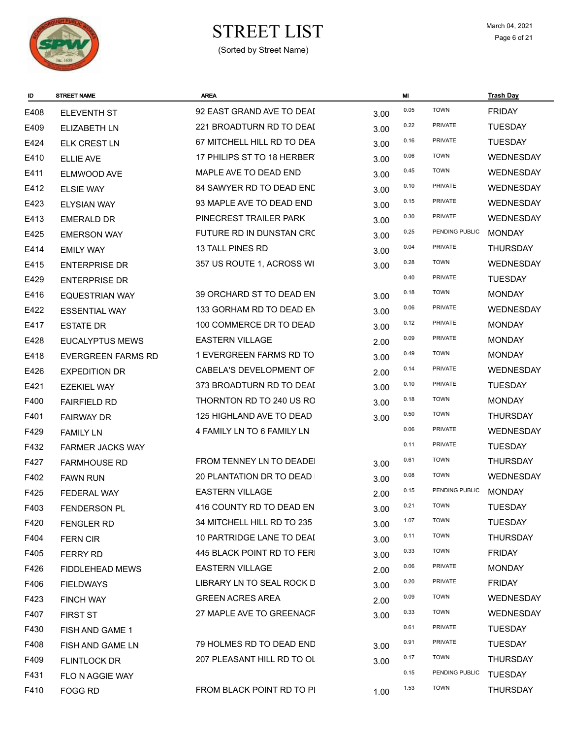# STREET LIST

(Sorted by Street Name)

March 04, 2021

| ID | STREET NAME | AREA | | MI | | Trash Day |
|---|---|---|---|---|---|---|
| E408 | ELEVENTH ST | 92 EAST GRAND AVE TO DEAI | 3.00 | 0.05 | TOWN | FRIDAY |
| E409 | ELIZABETH LN | 221 BROADTURN RD TO DEAI | 3.00 | 0.22 | PRIVATE | TUESDAY |
| E424 | ELK CREST LN | 67 MITCHELL HILL RD TO DEA | 3.00 | 0.16 | PRIVATE | TUESDAY |
| E410 | ELLIE AVE | 17 PHILIPS ST TO 18 HERBER | 3.00 | 0.06 | TOWN | WEDNESDAY |
| E411 | ELMWOOD AVE | MAPLE AVE TO DEAD END | 3.00 | 0.45 | TOWN | WEDNESDAY |
| E412 | ELSIE WAY | 84 SAWYER RD TO DEAD ENE | 3.00 | 0.10 | PRIVATE | WEDNESDAY |
| E423 | ELYSIAN WAY | 93 MAPLE AVE TO DEAD END | 3.00 | 0.15 | PRIVATE | WEDNESDAY |
| E413 | EMERALD DR | PINECREST TRAILER PARK | 3.00 | 0.30 | PRIVATE | WEDNESDAY |
| E425 | EMERSON WAY | FUTURE RD IN DUNSTAN CRC | 3.00 | 0.25 | PENDING PUBLIC | MONDAY |
| E414 | EMILY WAY | 13 TALL PINES RD | 3.00 | 0.04 | PRIVATE | THURSDAY |
| E415 | ENTERPRISE DR | 357 US ROUTE 1, ACROSS WI | 3.00 | 0.28 | TOWN | WEDNESDAY |
| E429 | ENTERPRISE DR | | | 0.40 | PRIVATE | TUESDAY |
| E416 | EQUESTRIAN WAY | 39 ORCHARD ST TO DEAD EN | 3.00 | 0.18 | TOWN | MONDAY |
| E422 | ESSENTIAL WAY | 133 GORHAM RD TO DEAD EN | 3.00 | 0.06 | PRIVATE | WEDNESDAY |
| E417 | ESTATE DR | 100 COMMERCE DR TO DEAD | 3.00 | 0.12 | PRIVATE | MONDAY |
| E428 | EUCALYPTUS MEWS | EASTERN VILLAGE | 2.00 | 0.09 | PRIVATE | MONDAY |
| E418 | EVERGREEN FARMS RD | 1 EVERGREEN FARMS RD TO | 3.00 | 0.49 | TOWN | MONDAY |
| E426 | EXPEDITION DR | CABELA'S DEVELOPMENT OF | 2.00 | 0.14 | PRIVATE | WEDNESDAY |
| E421 | EZEKIEL WAY | 373 BROADTURN RD TO DEAI | 3.00 | 0.10 | PRIVATE | TUESDAY |
| F400 | FAIRFIELD RD | THORNTON RD TO 240 US RO | 3.00 | 0.18 | TOWN | MONDAY |
| F401 | FAIRWAY DR | 125 HIGHLAND AVE TO DEAD | 3.00 | 0.50 | TOWN | THURSDAY |
| F429 | FAMILY LN | 4 FAMILY LN TO 6 FAMILY LN | | 0.06 | PRIVATE | WEDNESDAY |
| F432 | FARMER JACKS WAY | | | 0.11 | PRIVATE | TUESDAY |
| F427 | FARMHOUSE RD | FROM TENNEY LN TO DEADEI | 3.00 | 0.61 | TOWN | THURSDAY |
| F402 | FAWN RUN | 20 PLANTATION DR TO DEAD | 3.00 | 0.08 | TOWN | WEDNESDAY |
| F425 | FEDERAL WAY | EASTERN VILLAGE | 2.00 | 0.15 | PENDING PUBLIC | MONDAY |
| F403 | FENDERSON PL | 416 COUNTY RD TO DEAD EN | 3.00 | 0.21 | TOWN | TUESDAY |
| F420 | FENGLER RD | 34 MITCHELL HILL RD TO 235 | 3.00 | 1.07 | TOWN | TUESDAY |
| F404 | FERN CIR | 10 PARTRIDGE LANE TO DEAI | 3.00 | 0.11 | TOWN | THURSDAY |
| F405 | FERRY RD | 445 BLACK POINT RD TO FERI | 3.00 | 0.33 | TOWN | FRIDAY |
| F426 | FIDDLEHEAD MEWS | EASTERN VILLAGE | 2.00 | 0.06 | PRIVATE | MONDAY |
| F406 | FIELDWAYS | LIBRARY LN TO SEAL ROCK D | 3.00 | 0.20 | PRIVATE | FRIDAY |
| F423 | FINCH WAY | GREEN ACRES AREA | 2.00 | 0.09 | TOWN | WEDNESDAY |
| F407 | FIRST ST | 27 MAPLE AVE TO GREENACR | 3.00 | 0.33 | TOWN | WEDNESDAY |
| F430 | FISH AND GAME 1 | | | 0.61 | PRIVATE | TUESDAY |
| F408 | FISH AND GAME LN | 79 HOLMES RD TO DEAD END | 3.00 | 0.91 | PRIVATE | TUESDAY |
| F409 | FLINTLOCK DR | 207 PLEASANT HILL RD TO OL | 3.00 | 0.17 | TOWN | THURSDAY |
| F431 | FLO N AGGIE WAY | | | 0.15 | PENDING PUBLIC | TUESDAY |
| F410 | FOGG RD | FROM BLACK POINT RD TO PI | 1.00 | 1.53 | TOWN | THURSDAY |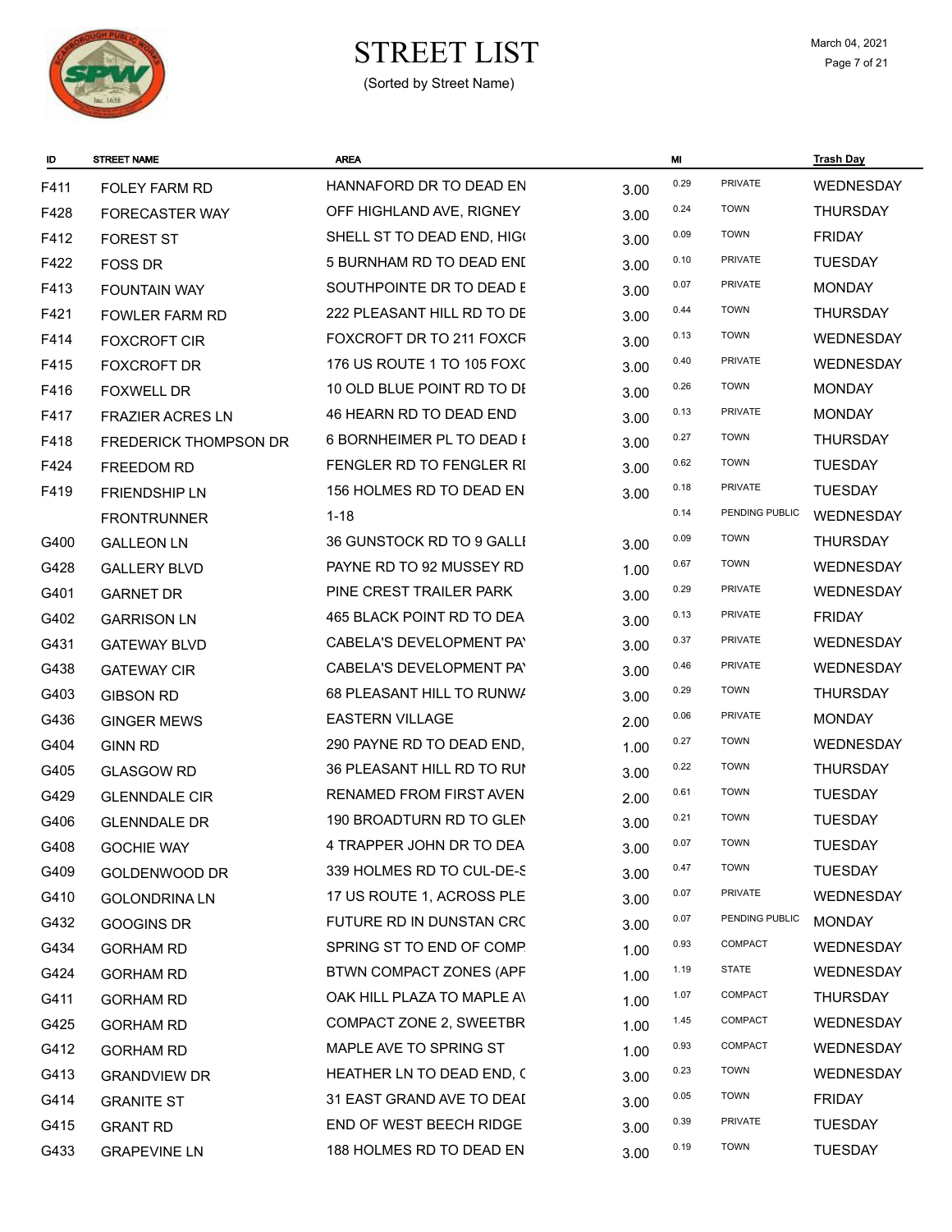# STREET LIST

(Sorted by Street Name)

March 04, 2021

| ID | STREET NAME | AREA | | MI | | Trash Day |
|---|---|---|---|---|---|---|
| F411 | FOLEY FARM RD | HANNAFORD DR TO DEAD EN | 3.00 | 0.29 | PRIVATE | WEDNESDAY |
| F428 | FORECASTER WAY | OFF HIGHLAND AVE, RIGNEY | 3.00 | 0.24 | TOWN | THURSDAY |
| F412 | FOREST ST | SHELL ST TO DEAD END, HIG( | 3.00 | 0.09 | TOWN | FRIDAY |
| F422 | FOSS DR | 5 BURNHAM RD TO DEAD ENI | 3.00 | 0.10 | PRIVATE | TUESDAY |
| F413 | FOUNTAIN WAY | SOUTHPOINTE DR TO DEAD E | 3.00 | 0.07 | PRIVATE | MONDAY |
| F421 | FOWLER FARM RD | 222 PLEASANT HILL RD TO DE | 3.00 | 0.44 | TOWN | THURSDAY |
| F414 | FOXCROFT CIR | FOXCROFT DR TO 211 FOXCR | 3.00 | 0.13 | TOWN | WEDNESDAY |
| F415 | FOXCROFT DR | 176 US ROUTE 1 TO 105 FOX( | 3.00 | 0.40 | PRIVATE | WEDNESDAY |
| F416 | FOXWELL DR | 10 OLD BLUE POINT RD TO DI | 3.00 | 0.26 | TOWN | MONDAY |
| F417 | FRAZIER ACRES LN | 46 HEARN RD TO DEAD END | 3.00 | 0.13 | PRIVATE | MONDAY |
| F418 | FREDERICK THOMPSON DR | 6 BORNHEIMER PL TO DEAD I | 3.00 | 0.27 | TOWN | THURSDAY |
| F424 | FREEDOM RD | FENGLER RD TO FENGLER RI | 3.00 | 0.62 | TOWN | TUESDAY |
| F419 | FRIENDSHIP LN | 156 HOLMES RD TO DEAD EN | 3.00 | 0.18 | PRIVATE | TUESDAY |
| | FRONTRUNNER | 1-18 | | 0.14 | PENDING PUBLIC | WEDNESDAY |
| G400 | GALLEON LN | 36 GUNSTOCK RD TO 9 GALLI | 3.00 | 0.09 | TOWN | THURSDAY |
| G428 | GALLERY BLVD | PAYNE RD TO 92 MUSSEY RD | 1.00 | 0.67 | TOWN | WEDNESDAY |
| G401 | GARNET DR | PINE CREST TRAILER PARK | 3.00 | 0.29 | PRIVATE | WEDNESDAY |
| G402 | GARRISON LN | 465 BLACK POINT RD TO DEA | 3.00 | 0.13 | PRIVATE | FRIDAY |
| G431 | GATEWAY BLVD | CABELA'S DEVELOPMENT PA' | 3.00 | 0.37 | PRIVATE | WEDNESDAY |
| G438 | GATEWAY CIR | CABELA'S DEVELOPMENT PA' | 3.00 | 0.46 | PRIVATE | WEDNESDAY |
| G403 | GIBSON RD | 68 PLEASANT HILL TO RUNW/ | 3.00 | 0.29 | TOWN | THURSDAY |
| G436 | GINGER MEWS | EASTERN VILLAGE | 2.00 | 0.06 | PRIVATE | MONDAY |
| G404 | GINN RD | 290 PAYNE RD TO DEAD END, | 1.00 | 0.27 | TOWN | WEDNESDAY |
| G405 | GLASGOW RD | 36 PLEASANT HILL RD TO RUI | 3.00 | 0.22 | TOWN | THURSDAY |
| G429 | GLENNDALE CIR | RENAMED FROM FIRST AVEN | 2.00 | 0.61 | TOWN | TUESDAY |
| G406 | GLENNDALE DR | 190 BROADTURN RD TO GLEI | 3.00 | 0.21 | TOWN | TUESDAY |
| G408 | GOCHIE WAY | 4 TRAPPER JOHN DR TO DEA | 3.00 | 0.07 | TOWN | TUESDAY |
| G409 | GOLDENWOOD DR | 339 HOLMES RD TO CUL-DE-S | 3.00 | 0.47 | TOWN | TUESDAY |
| G410 | GOLONDRINA LN | 17 US ROUTE 1, ACROSS PLE | 3.00 | 0.07 | PRIVATE | WEDNESDAY |
| G432 | GOOGINS DR | FUTURE RD IN DUNSTAN CR( | 3.00 | 0.07 | PENDING PUBLIC | MONDAY |
| G434 | GORHAM RD | SPRING ST TO END OF COMP | 1.00 | 0.93 | COMPACT | WEDNESDAY |
| G424 | GORHAM RD | BTWN COMPACT ZONES (APF | 1.00 | 1.19 | STATE | WEDNESDAY |
| G411 | GORHAM RD | OAK HILL PLAZA TO MAPLE A\ | 1.00 | 1.07 | COMPACT | THURSDAY |
| G425 | GORHAM RD | COMPACT ZONE 2, SWEETBR | 1.00 | 1.45 | COMPACT | WEDNESDAY |
| G412 | GORHAM RD | MAPLE AVE TO SPRING ST | 1.00 | 0.93 | COMPACT | WEDNESDAY |
| G413 | GRANDVIEW DR | HEATHER LN TO DEAD END, ( | 3.00 | 0.23 | TOWN | WEDNESDAY |
| G414 | GRANITE ST | 31 EAST GRAND AVE TO DEAI | 3.00 | 0.05 | TOWN | FRIDAY |
| G415 | GRANT RD | END OF WEST BEECH RIDGE | 3.00 | 0.39 | PRIVATE | TUESDAY |
| G433 | GRAPEVINE LN | 188 HOLMES RD TO DEAD EN | 3.00 | 0.19 | TOWN | TUESDAY |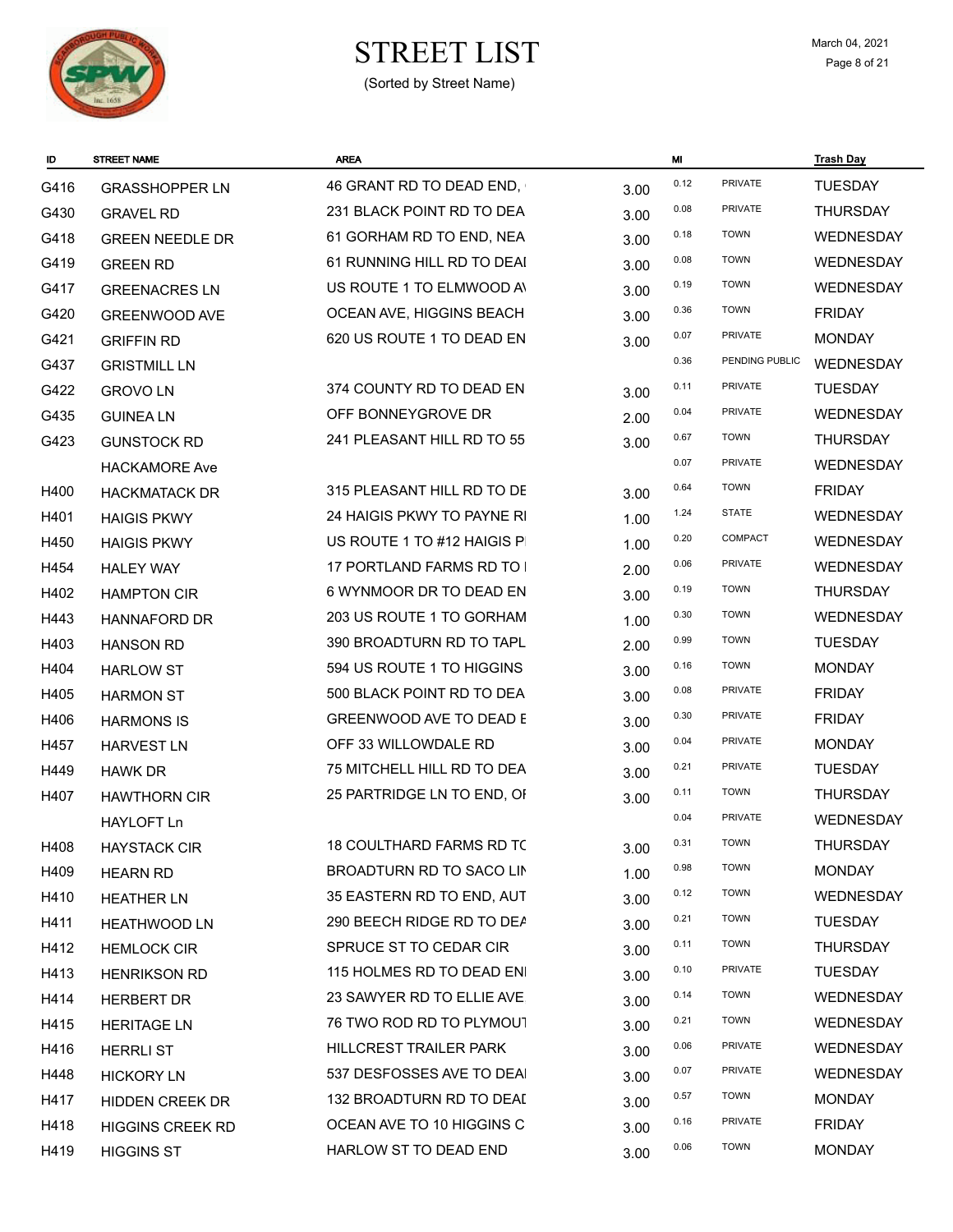# STREET LIST

(Sorted by Street Name)

March 04, 2021

| ID | STREET NAME | AREA | | MI | | Trash Day |
|---|---|---|---|---|---|---|
| G416 | GRASSHOPPER LN | 46 GRANT RD TO DEAD END, | 3.00 | 0.12 | PRIVATE | TUESDAY |
| G430 | GRAVEL RD | 231 BLACK POINT RD TO DEA | 3.00 | 0.08 | PRIVATE | THURSDAY |
| G418 | GREEN NEEDLE DR | 61 GORHAM RD TO END, NEA | 3.00 | 0.18 | TOWN | WEDNESDAY |
| G419 | GREEN RD | 61 RUNNING HILL RD TO DEAI | 3.00 | 0.08 | TOWN | WEDNESDAY |
| G417 | GREENACRES LN | US ROUTE 1 TO ELMWOOD AV | 3.00 | 0.19 | TOWN | WEDNESDAY |
| G420 | GREENWOOD AVE | OCEAN AVE, HIGGINS BEACH | 3.00 | 0.36 | TOWN | FRIDAY |
| G421 | GRIFFIN RD | 620 US ROUTE 1 TO DEAD EN | 3.00 | 0.07 | PRIVATE | MONDAY |
| G437 | GRISTMILL LN | | | 0.36 | PENDING PUBLIC | WEDNESDAY |
| G422 | GROVO LN | 374 COUNTY RD TO DEAD EN | 3.00 | 0.11 | PRIVATE | TUESDAY |
| G435 | GUINEA LN | OFF BONNEYGROVE DR | 2.00 | 0.04 | PRIVATE | WEDNESDAY |
| G423 | GUNSTOCK RD | 241 PLEASANT HILL RD TO 55 | 3.00 | 0.67 | TOWN | THURSDAY |
| | HACKAMORE Ave | | | 0.07 | PRIVATE | WEDNESDAY |
| H400 | HACKMATACK DR | 315 PLEASANT HILL RD TO DE | 3.00 | 0.64 | TOWN | FRIDAY |
| H401 | HAIGIS PKWY | 24 HAIGIS PKWY TO PAYNE RI | 1.00 | 1.24 | STATE | WEDNESDAY |
| H450 | HAIGIS PKWY | US ROUTE 1 TO #12 HAIGIS P | 1.00 | 0.20 | COMPACT | WEDNESDAY |
| H454 | HALEY WAY | 17 PORTLAND FARMS RD TO I | 2.00 | 0.06 | PRIVATE | WEDNESDAY |
| H402 | HAMPTON CIR | 6 WYNMOOR DR TO DEAD EN | 3.00 | 0.19 | TOWN | THURSDAY |
| H443 | HANNAFORD DR | 203 US ROUTE 1 TO GORHAM | 1.00 | 0.30 | TOWN | WEDNESDAY |
| H403 | HANSON RD | 390 BROADTURN RD TO TAPL | 2.00 | 0.99 | TOWN | TUESDAY |
| H404 | HARLOW ST | 594 US ROUTE 1 TO HIGGINS | 3.00 | 0.16 | TOWN | MONDAY |
| H405 | HARMON ST | 500 BLACK POINT RD TO DEA | 3.00 | 0.08 | PRIVATE | FRIDAY |
| H406 | HARMONS IS | GREENWOOD AVE TO DEAD E | 3.00 | 0.30 | PRIVATE | FRIDAY |
| H457 | HARVEST LN | OFF 33 WILLOWDALE RD | 3.00 | 0.04 | PRIVATE | MONDAY |
| H449 | HAWK DR | 75 MITCHELL HILL RD TO DEA | 3.00 | 0.21 | PRIVATE | TUESDAY |
| H407 | HAWTHORN CIR | 25 PARTRIDGE LN TO END, OI | 3.00 | 0.11 | TOWN | THURSDAY |
| | HAYLOFT Ln | | | 0.04 | PRIVATE | WEDNESDAY |
| H408 | HAYSTACK CIR | 18 COULTHARD FARMS RD TC | 3.00 | 0.31 | TOWN | THURSDAY |
| H409 | HEARN RD | BROADTURN RD TO SACO LIN | 1.00 | 0.98 | TOWN | MONDAY |
| H410 | HEATHER LN | 35 EASTERN RD TO END, AUT | 3.00 | 0.12 | TOWN | WEDNESDAY |
| H411 | HEATHWOOD LN | 290 BEECH RIDGE RD TO DEA | 3.00 | 0.21 | TOWN | TUESDAY |
| H412 | HEMLOCK CIR | SPRUCE ST TO CEDAR CIR | 3.00 | 0.11 | TOWN | THURSDAY |
| H413 | HENRIKSON RD | 115 HOLMES RD TO DEAD ENI | 3.00 | 0.10 | PRIVATE | TUESDAY |
| H414 | HERBERT DR | 23 SAWYER RD TO ELLIE AVE | 3.00 | 0.14 | TOWN | WEDNESDAY |
| H415 | HERITAGE LN | 76 TWO ROD RD TO PLYMOUT | 3.00 | 0.21 | TOWN | WEDNESDAY |
| H416 | HERRLI ST | HILLCREST TRAILER PARK | 3.00 | 0.06 | PRIVATE | WEDNESDAY |
| H448 | HICKORY LN | 537 DESFOSSES AVE TO DEAI | 3.00 | 0.07 | PRIVATE | WEDNESDAY |
| H417 | HIDDEN CREEK DR | 132 BROADTURN RD TO DEAI | 3.00 | 0.57 | TOWN | MONDAY |
| H418 | HIGGINS CREEK RD | OCEAN AVE TO 10 HIGGINS C | 3.00 | 0.16 | PRIVATE | FRIDAY |
| H419 | HIGGINS ST | HARLOW ST TO DEAD END | 3.00 | 0.06 | TOWN | MONDAY |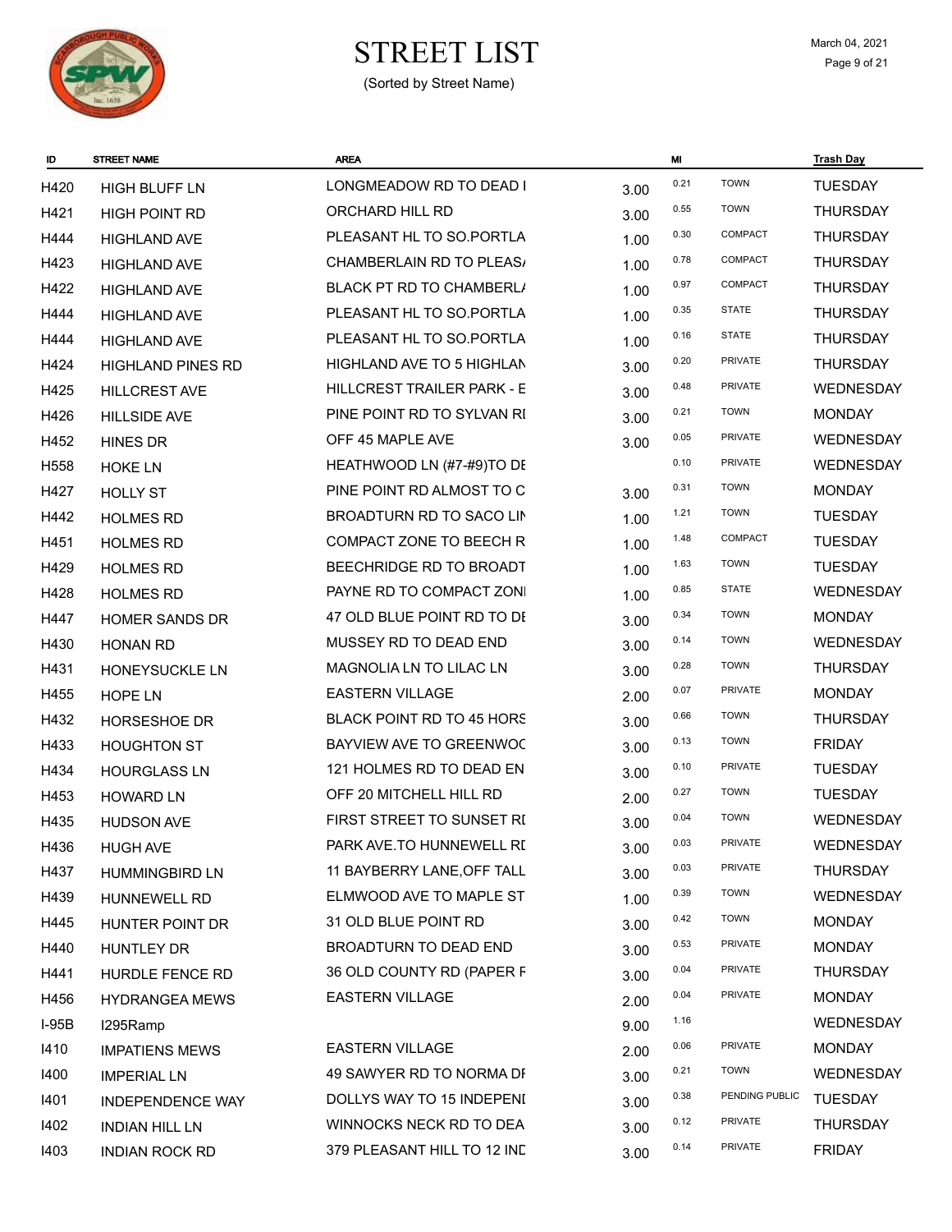# STREET LIST

(Sorted by Street Name)

March 04, 2021

| ID | STREET NAME | AREA | | MI | | Trash Day |
|---|---|---|---|---|---|---|
| H420 | HIGH BLUFF LN | LONGMEADOW RD TO DEAD I | 3.00 | 0.21 | TOWN | TUESDAY |
| H421 | HIGH POINT RD | ORCHARD HILL RD | 3.00 | 0.55 | TOWN | THURSDAY |
| H444 | HIGHLAND AVE | PLEASANT HL TO SO.PORTLA | 1.00 | 0.30 | COMPACT | THURSDAY |
| H423 | HIGHLAND AVE | CHAMBERLAIN RD TO PLEAS/ | 1.00 | 0.78 | COMPACT | THURSDAY |
| H422 | HIGHLAND AVE | BLACK PT RD TO CHAMBERL/ | 1.00 | 0.97 | COMPACT | THURSDAY |
| H444 | HIGHLAND AVE | PLEASANT HL TO SO.PORTLA | 1.00 | 0.35 | STATE | THURSDAY |
| H444 | HIGHLAND AVE | PLEASANT HL TO SO.PORTLA | 1.00 | 0.16 | STATE | THURSDAY |
| H424 | HIGHLAND PINES RD | HIGHLAND AVE TO 5 HIGHLAN | 3.00 | 0.20 | PRIVATE | THURSDAY |
| H425 | HILLCREST AVE | HILLCREST TRAILER PARK - E | 3.00 | 0.48 | PRIVATE | WEDNESDAY |
| H426 | HILLSIDE AVE | PINE POINT RD TO SYLVAN RI | 3.00 | 0.21 | TOWN | MONDAY |
| H452 | HINES DR | OFF 45 MAPLE AVE | 3.00 | 0.05 | PRIVATE | WEDNESDAY |
| H558 | HOKE LN | HEATHWOOD LN (#7-#9)TO DE | | 0.10 | PRIVATE | WEDNESDAY |
| H427 | HOLLY ST | PINE POINT RD ALMOST TO C | 3.00 | 0.31 | TOWN | MONDAY |
| H442 | HOLMES RD | BROADTURN RD TO SACO LIN | 1.00 | 1.21 | TOWN | TUESDAY |
| H451 | HOLMES RD | COMPACT ZONE TO BEECH R | 1.00 | 1.48 | COMPACT | TUESDAY |
| H429 | HOLMES RD | BEECHRIDGE RD TO BROADT | 1.00 | 1.63 | TOWN | TUESDAY |
| H428 | HOLMES RD | PAYNE RD TO COMPACT ZONI | 1.00 | 0.85 | STATE | WEDNESDAY |
| H447 | HOMER SANDS DR | 47 OLD BLUE POINT RD TO DI | 3.00 | 0.34 | TOWN | MONDAY |
| H430 | HONAN RD | MUSSEY RD TO DEAD END | 3.00 | 0.14 | TOWN | WEDNESDAY |
| H431 | HONEYSUCKLE LN | MAGNOLIA LN TO LILAC LN | 3.00 | 0.28 | TOWN | THURSDAY |
| H455 | HOPE LN | EASTERN VILLAGE | 2.00 | 0.07 | PRIVATE | MONDAY |
| H432 | HORSESHOE DR | BLACK POINT RD TO 45 HORS | 3.00 | 0.66 | TOWN | THURSDAY |
| H433 | HOUGHTON ST | BAYVIEW AVE TO GREENWOC | 3.00 | 0.13 | TOWN | FRIDAY |
| H434 | HOURGLASS LN | 121 HOLMES RD TO DEAD EN | 3.00 | 0.10 | PRIVATE | TUESDAY |
| H453 | HOWARD LN | OFF 20 MITCHELL HILL RD | 2.00 | 0.27 | TOWN | TUESDAY |
| H435 | HUDSON AVE | FIRST STREET TO SUNSET RI | 3.00 | 0.04 | TOWN | WEDNESDAY |
| H436 | HUGH AVE | PARK AVE.TO HUNNEWELL RI | 3.00 | 0.03 | PRIVATE | WEDNESDAY |
| H437 | HUMMINGBIRD LN | 11 BAYBERRY LANE,OFF TALL | 3.00 | 0.03 | PRIVATE | THURSDAY |
| H439 | HUNNEWELL RD | ELMWOOD AVE TO MAPLE ST | 1.00 | 0.39 | TOWN | WEDNESDAY |
| H445 | HUNTER POINT DR | 31 OLD BLUE POINT RD | 3.00 | 0.42 | TOWN | MONDAY |
| H440 | HUNTLEY DR | BROADTURN TO DEAD END | 3.00 | 0.53 | PRIVATE | MONDAY |
| H441 | HURDLE FENCE RD | 36 OLD COUNTY RD (PAPER F | 3.00 | 0.04 | PRIVATE | THURSDAY |
| H456 | HYDRANGEA MEWS | EASTERN VILLAGE | 2.00 | 0.04 | PRIVATE | MONDAY |
| I-95B | I295Ramp | | 9.00 | 1.16 | | WEDNESDAY |
| I410 | IMPATIENS MEWS | EASTERN VILLAGE | 2.00 | 0.06 | PRIVATE | MONDAY |
| I400 | IMPERIAL LN | 49 SAWYER RD TO NORMA DI | 3.00 | 0.21 | TOWN | WEDNESDAY |
| I401 | INDEPENDENCE WAY | DOLLYS WAY TO 15 INDEPENI | 3.00 | 0.38 | PENDING PUBLIC | TUESDAY |
| I402 | INDIAN HILL LN | WINNOCKS NECK RD TO DEA | 3.00 | 0.12 | PRIVATE | THURSDAY |
| I403 | INDIAN ROCK RD | 379 PLEASANT HILL TO 12 INI | 3.00 | 0.14 | PRIVATE | FRIDAY |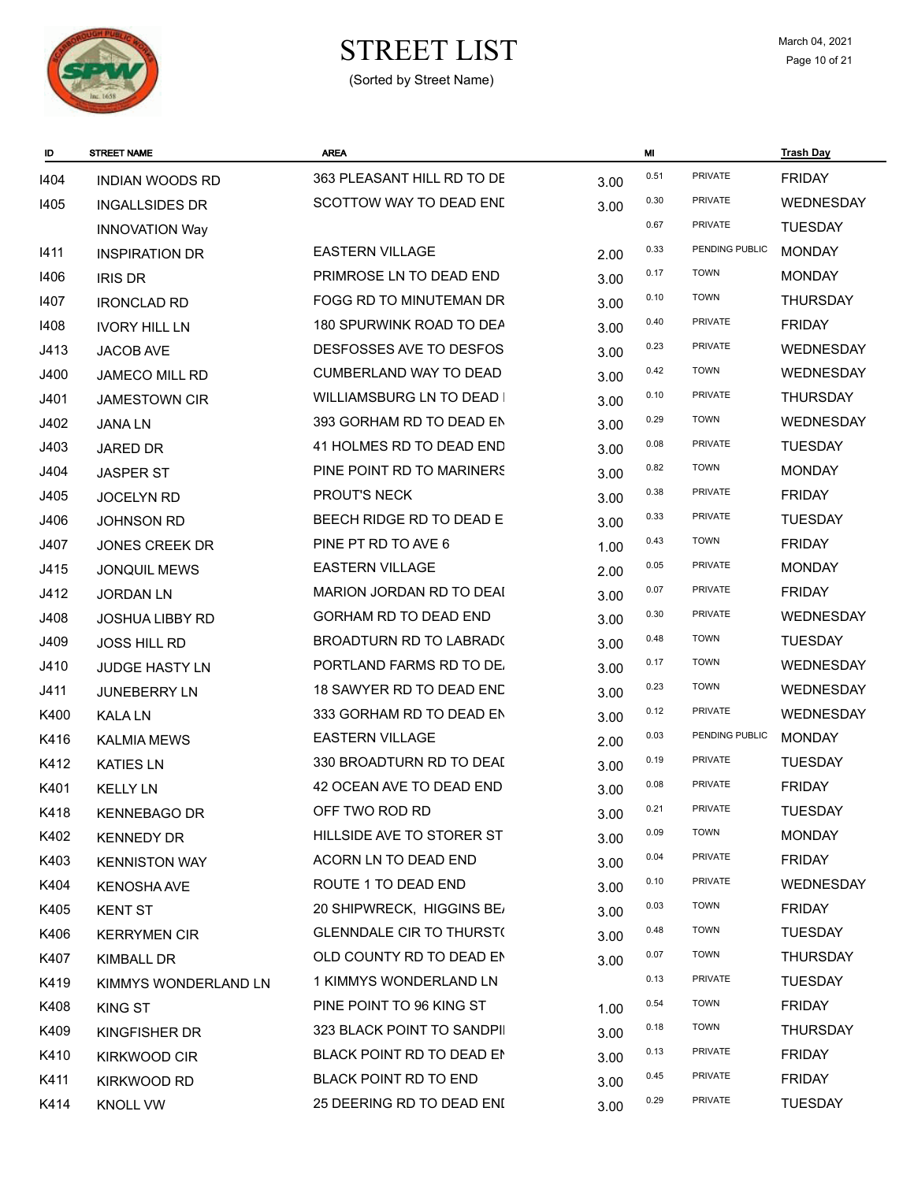# STREET LIST

(Sorted by Street Name)

March 04, 2021

| ID | STREET NAME | AREA | | MI | | Trash Day |
|---|---|---|---|---|---|---|
| I404 | INDIAN WOODS RD | 363 PLEASANT HILL RD TO DE | 3.00 | 0.51 | PRIVATE | FRIDAY |
| I405 | INGALLSIDES DR | SCOTTOW WAY TO DEAD END | 3.00 | 0.30 | PRIVATE | WEDNESDAY |
| | INNOVATION Way | | | 0.67 | PRIVATE | TUESDAY |
| I411 | INSPIRATION DR | EASTERN VILLAGE | 2.00 | 0.33 | PENDING PUBLIC | MONDAY |
| I406 | IRIS DR | PRIMROSE LN TO DEAD END | 3.00 | 0.17 | TOWN | MONDAY |
| I407 | IRONCLAD RD | FOGG RD TO MINUTEMAN DR | 3.00 | 0.10 | TOWN | THURSDAY |
| I408 | IVORY HILL LN | 180 SPURWINK ROAD TO DEA | 3.00 | 0.40 | PRIVATE | FRIDAY |
| J413 | JACOB AVE | DESFOSSES AVE TO DESFOS | 3.00 | 0.23 | PRIVATE | WEDNESDAY |
| J400 | JAMECO MILL RD | CUMBERLAND WAY TO DEAD | 3.00 | 0.42 | TOWN | WEDNESDAY |
| J401 | JAMESTOWN CIR | WILLIAMSBURG LN TO DEAD | 3.00 | 0.10 | PRIVATE | THURSDAY |
| J402 | JANA LN | 393 GORHAM RD TO DEAD EN | 3.00 | 0.29 | TOWN | WEDNESDAY |
| J403 | JARED DR | 41 HOLMES RD TO DEAD END | 3.00 | 0.08 | PRIVATE | TUESDAY |
| J404 | JASPER ST | PINE POINT RD TO MARINERS | 3.00 | 0.82 | TOWN | MONDAY |
| J405 | JOCELYN RD | PROUT'S NECK | 3.00 | 0.38 | PRIVATE | FRIDAY |
| J406 | JOHNSON RD | BEECH RIDGE RD TO DEAD E | 3.00 | 0.33 | PRIVATE | TUESDAY |
| J407 | JONES CREEK DR | PINE PT RD TO AVE 6 | 1.00 | 0.43 | TOWN | FRIDAY |
| J415 | JONQUIL MEWS | EASTERN VILLAGE | 2.00 | 0.05 | PRIVATE | MONDAY |
| J412 | JORDAN LN | MARION JORDAN RD TO DEAI | 3.00 | 0.07 | PRIVATE | FRIDAY |
| J408 | JOSHUA LIBBY RD | GORHAM RD TO DEAD END | 3.00 | 0.30 | PRIVATE | WEDNESDAY |
| J409 | JOSS HILL RD | BROADTURN RD TO LABRADO | 3.00 | 0.48 | TOWN | TUESDAY |
| J410 | JUDGE HASTY LN | PORTLAND FARMS RD TO DE | 3.00 | 0.17 | TOWN | WEDNESDAY |
| J411 | JUNEBERRY LN | 18 SAWYER RD TO DEAD END | 3.00 | 0.23 | TOWN | WEDNESDAY |
| K400 | KALA LN | 333 GORHAM RD TO DEAD EN | 3.00 | 0.12 | PRIVATE | WEDNESDAY |
| K416 | KALMIA MEWS | EASTERN VILLAGE | 2.00 | 0.03 | PENDING PUBLIC | MONDAY |
| K412 | KATIES LN | 330 BROADTURN RD TO DEAI | 3.00 | 0.19 | PRIVATE | TUESDAY |
| K401 | KELLY LN | 42 OCEAN AVE TO DEAD END | 3.00 | 0.08 | PRIVATE | FRIDAY |
| K418 | KENNEBAGO DR | OFF TWO ROD RD | 3.00 | 0.21 | PRIVATE | TUESDAY |
| K402 | KENNEDY DR | HILLSIDE AVE TO STORER ST | 3.00 | 0.09 | TOWN | MONDAY |
| K403 | KENNISTON WAY | ACORN LN TO DEAD END | 3.00 | 0.04 | PRIVATE | FRIDAY |
| K404 | KENOSHA AVE | ROUTE 1 TO DEAD END | 3.00 | 0.10 | PRIVATE | WEDNESDAY |
| K405 | KENT ST | 20 SHIPWRECK, HIGGINS BE | 3.00 | 0.03 | TOWN | FRIDAY |
| K406 | KERRYMEN CIR | GLENNDALE CIR TO THURSTO | 3.00 | 0.48 | TOWN | TUESDAY |
| K407 | KIMBALL DR | OLD COUNTY RD TO DEAD EN | 3.00 | 0.07 | TOWN | THURSDAY |
| K419 | KIMMYS WONDERLAND LN | 1 KIMMYS WONDERLAND LN | | 0.13 | PRIVATE | TUESDAY |
| K408 | KING ST | PINE POINT TO 96 KING ST | 1.00 | 0.54 | TOWN | FRIDAY |
| K409 | KINGFISHER DR | 323 BLACK POINT TO SANDPI | 3.00 | 0.18 | TOWN | THURSDAY |
| K410 | KIRKWOOD CIR | BLACK POINT RD TO DEAD EN | 3.00 | 0.13 | PRIVATE | FRIDAY |
| K411 | KIRKWOOD RD | BLACK POINT RD TO END | 3.00 | 0.45 | PRIVATE | FRIDAY |
| K414 | KNOLL VW | 25 DEERING RD TO DEAD END | 3.00 | 0.29 | PRIVATE | TUESDAY |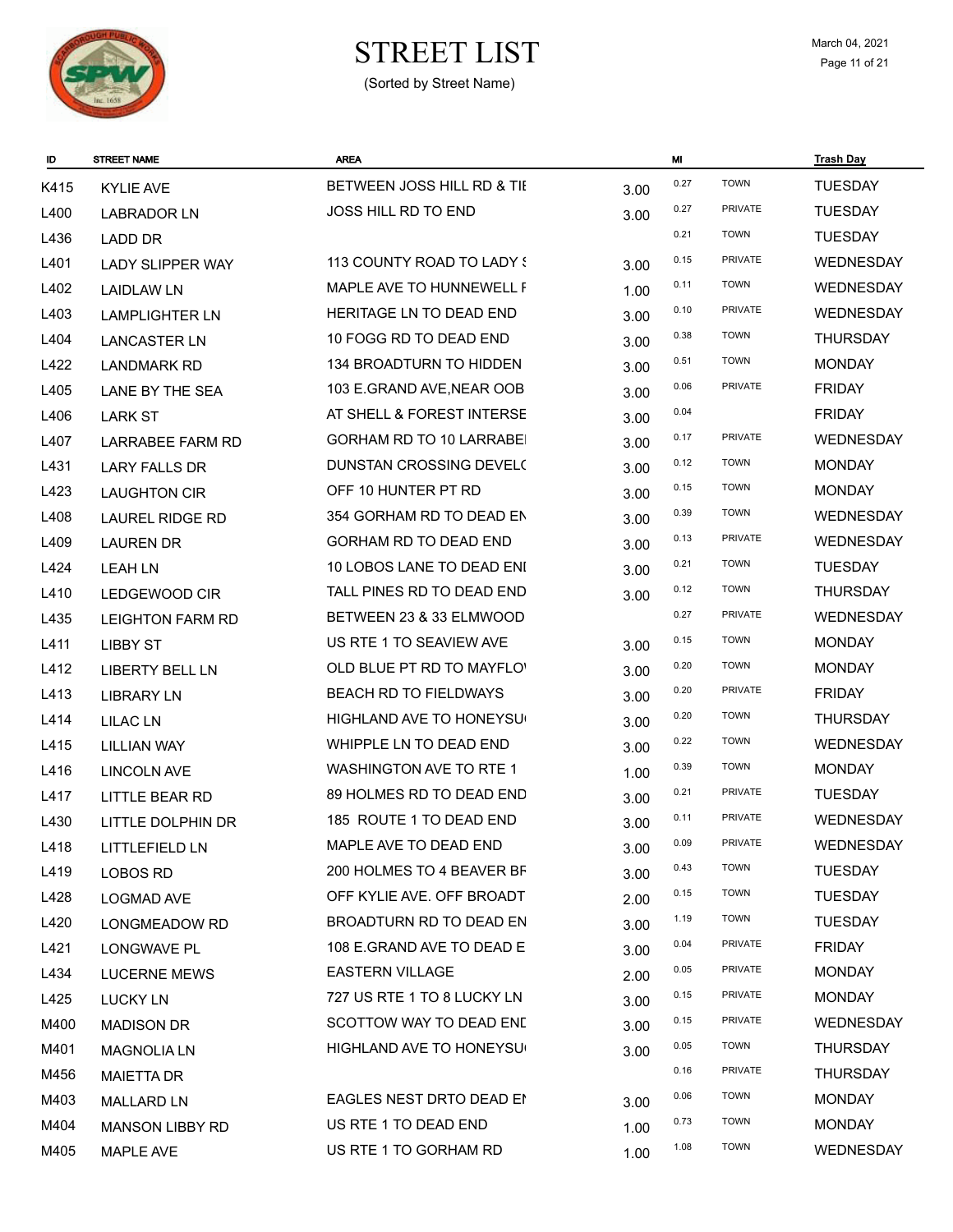# STREET LIST

(Sorted by Street Name)

March 04, 2021

| ID | STREET NAME | AREA | | MI | | Trash Day |
|---|---|---|---|---|---|---|
| K415 | KYLIE AVE | BETWEEN JOSS HILL RD & TIE | 3.00 | 0.27 | TOWN | TUESDAY |
| L400 | LABRADOR LN | JOSS HILL RD TO END | 3.00 | 0.27 | PRIVATE | TUESDAY |
| L436 | LADD DR | | | 0.21 | TOWN | TUESDAY |
| L401 | LADY SLIPPER WAY | 113 COUNTY ROAD TO LADY S | 3.00 | 0.15 | PRIVATE | WEDNESDAY |
| L402 | LAIDLAW LN | MAPLE AVE TO HUNNEWELL F | 1.00 | 0.11 | TOWN | WEDNESDAY |
| L403 | LAMPLIGHTER LN | HERITAGE LN TO DEAD END | 3.00 | 0.10 | PRIVATE | WEDNESDAY |
| L404 | LANCASTER LN | 10 FOGG RD TO DEAD END | 3.00 | 0.38 | TOWN | THURSDAY |
| L422 | LANDMARK RD | 134 BROADTURN TO HIDDEN | 3.00 | 0.51 | TOWN | MONDAY |
| L405 | LANE BY THE SEA | 103 E.GRAND AVE,NEAR OOB | 3.00 | 0.06 | PRIVATE | FRIDAY |
| L406 | LARK ST | AT SHELL & FOREST INTERSE | 3.00 | 0.04 | | FRIDAY |
| L407 | LARRABEE FARM RD | GORHAM RD TO 10 LARRABEI | 3.00 | 0.17 | PRIVATE | WEDNESDAY |
| L431 | LARY FALLS DR | DUNSTAN CROSSING DEVELC | 3.00 | 0.12 | TOWN | MONDAY |
| L423 | LAUGHTON CIR | OFF 10 HUNTER PT RD | 3.00 | 0.15 | TOWN | MONDAY |
| L408 | LAUREL RIDGE RD | 354 GORHAM RD TO DEAD EN | 3.00 | 0.39 | TOWN | WEDNESDAY |
| L409 | LAUREN DR | GORHAM RD TO DEAD END | 3.00 | 0.13 | PRIVATE | WEDNESDAY |
| L424 | LEAH LN | 10 LOBOS LANE TO DEAD ENI | 3.00 | 0.21 | TOWN | TUESDAY |
| L410 | LEDGEWOOD CIR | TALL PINES RD TO DEAD END | 3.00 | 0.12 | TOWN | THURSDAY |
| L435 | LEIGHTON FARM RD | BETWEEN 23 & 33 ELMWOOD | | 0.27 | PRIVATE | WEDNESDAY |
| L411 | LIBBY ST | US RTE 1 TO SEAVIEW AVE | 3.00 | 0.15 | TOWN | MONDAY |
| L412 | LIBERTY BELL LN | OLD BLUE PT RD TO MAYFLO' | 3.00 | 0.20 | TOWN | MONDAY |
| L413 | LIBRARY LN | BEACH RD TO FIELDWAYS | 3.00 | 0.20 | PRIVATE | FRIDAY |
| L414 | LILAC LN | HIGHLAND AVE TO HONEYSU | 3.00 | 0.20 | TOWN | THURSDAY |
| L415 | LILLIAN WAY | WHIPPLE LN TO DEAD END | 3.00 | 0.22 | TOWN | WEDNESDAY |
| L416 | LINCOLN AVE | WASHINGTON AVE TO RTE 1 | 1.00 | 0.39 | TOWN | MONDAY |
| L417 | LITTLE BEAR RD | 89 HOLMES RD TO DEAD END | 3.00 | 0.21 | PRIVATE | TUESDAY |
| L430 | LITTLE DOLPHIN DR | 185 ROUTE 1 TO DEAD END | 3.00 | 0.11 | PRIVATE | WEDNESDAY |
| L418 | LITTLEFIELD LN | MAPLE AVE TO DEAD END | 3.00 | 0.09 | PRIVATE | WEDNESDAY |
| L419 | LOBOS RD | 200 HOLMES TO 4 BEAVER BF | 3.00 | 0.43 | TOWN | TUESDAY |
| L428 | LOGMAD AVE | OFF KYLIE AVE. OFF BROADT | 2.00 | 0.15 | TOWN | TUESDAY |
| L420 | LONGMEADOW RD | BROADTURN RD TO DEAD EN | 3.00 | 1.19 | TOWN | TUESDAY |
| L421 | LONGWAVE PL | 108 E.GRAND AVE TO DEAD E | 3.00 | 0.04 | PRIVATE | FRIDAY |
| L434 | LUCERNE MEWS | EASTERN VILLAGE | 2.00 | 0.05 | PRIVATE | MONDAY |
| L425 | LUCKY LN | 727 US RTE 1 TO 8 LUCKY LN | 3.00 | 0.15 | PRIVATE | MONDAY |
| M400 | MADISON DR | SCOTTOW WAY TO DEAD END | 3.00 | 0.15 | PRIVATE | WEDNESDAY |
| M401 | MAGNOLIA LN | HIGHLAND AVE TO HONEYSU | 3.00 | 0.05 | TOWN | THURSDAY |
| M456 | MAIETTA DR | | | 0.16 | PRIVATE | THURSDAY |
| M403 | MALLARD LN | EAGLES NEST DRTO DEAD EI | 3.00 | 0.06 | TOWN | MONDAY |
| M404 | MANSON LIBBY RD | US RTE 1 TO DEAD END | 1.00 | 0.73 | TOWN | MONDAY |
| M405 | MAPLE AVE | US RTE 1 TO GORHAM RD | 1.00 | 1.08 | TOWN | WEDNESDAY |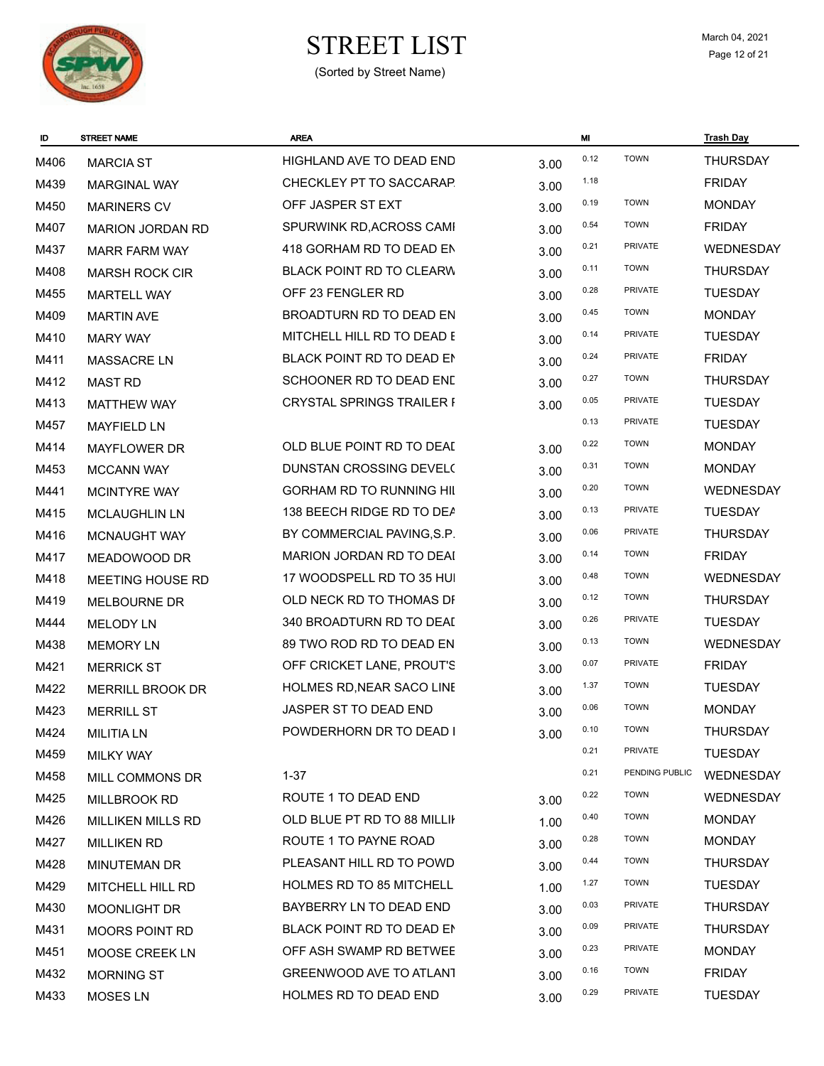# STREET LIST

(Sorted by Street Name)

| ID | STREET NAME | AREA | | MI | | Trash Day |
|---|---|---|---|---|---|---|
| M406 | MARCIA ST | HIGHLAND AVE TO DEAD END | 3.00 | 0.12 | TOWN | THURSDAY |
| M439 | MARGINAL WAY | CHECKLEY PT TO SACCARAP | 3.00 | 1.18 | | FRIDAY |
| M450 | MARINERS CV | OFF JASPER ST EXT | 3.00 | 0.19 | TOWN | MONDAY |
| M407 | MARION JORDAN RD | SPURWINK RD,ACROSS CAMI | 3.00 | 0.54 | TOWN | FRIDAY |
| M437 | MARR FARM WAY | 418 GORHAM RD TO DEAD EN | 3.00 | 0.21 | PRIVATE | WEDNESDAY |
| M408 | MARSH ROCK CIR | BLACK POINT RD TO CLEARW | 3.00 | 0.11 | TOWN | THURSDAY |
| M455 | MARTELL WAY | OFF 23 FENGLER RD | 3.00 | 0.28 | PRIVATE | TUESDAY |
| M409 | MARTIN AVE | BROADTURN RD TO DEAD EN | 3.00 | 0.45 | TOWN | MONDAY |
| M410 | MARY WAY | MITCHELL HILL RD TO DEAD E | 3.00 | 0.14 | PRIVATE | TUESDAY |
| M411 | MASSACRE LN | BLACK POINT RD TO DEAD EN | 3.00 | 0.24 | PRIVATE | FRIDAY |
| M412 | MAST RD | SCHOONER RD TO DEAD END | 3.00 | 0.27 | TOWN | THURSDAY |
| M413 | MATTHEW WAY | CRYSTAL SPRINGS TRAILER F | 3.00 | 0.05 | PRIVATE | TUESDAY |
| M457 | MAYFIELD LN | | | 0.13 | PRIVATE | TUESDAY |
| M414 | MAYFLOWER DR | OLD BLUE POINT RD TO DEAD | 3.00 | 0.22 | TOWN | MONDAY |
| M453 | MCCANN WAY | DUNSTAN CROSSING DEVELC | 3.00 | 0.31 | TOWN | MONDAY |
| M441 | MCINTYRE WAY | GORHAM RD TO RUNNING HIL | 3.00 | 0.20 | TOWN | WEDNESDAY |
| M415 | MCLAUGHLIN LN | 138 BEECH RIDGE RD TO DEA | 3.00 | 0.13 | PRIVATE | TUESDAY |
| M416 | MCNAUGHT WAY | BY COMMERCIAL PAVING,S.P. | 3.00 | 0.06 | PRIVATE | THURSDAY |
| M417 | MEADOWOOD DR | MARION JORDAN RD TO DEAI | 3.00 | 0.14 | TOWN | FRIDAY |
| M418 | MEETING HOUSE RD | 17 WOODSPELL RD TO 35 HUI | 3.00 | 0.48 | TOWN | WEDNESDAY |
| M419 | MELBOURNE DR | OLD NECK RD TO THOMAS DI | 3.00 | 0.12 | TOWN | THURSDAY |
| M444 | MELODY LN | 340 BROADTURN RD TO DEAD | 3.00 | 0.26 | PRIVATE | TUESDAY |
| M438 | MEMORY LN | 89 TWO ROD RD TO DEAD EN | 3.00 | 0.13 | TOWN | WEDNESDAY |
| M421 | MERRICK ST | OFF CRICKET LANE, PROUT'S | 3.00 | 0.07 | PRIVATE | FRIDAY |
| M422 | MERRILL BROOK DR | HOLMES RD,NEAR SACO LINE | 3.00 | 1.37 | TOWN | TUESDAY |
| M423 | MERRILL ST | JASPER ST TO DEAD END | 3.00 | 0.06 | TOWN | MONDAY |
| M424 | MILITIA LN | POWDERHORN DR TO DEAD I | 3.00 | 0.10 | TOWN | THURSDAY |
| M459 | MILKY WAY | | | 0.21 | PRIVATE | TUESDAY |
| M458 | MILL COMMONS DR | 1-37 | | 0.21 | PENDING PUBLIC | WEDNESDAY |
| M425 | MILLBROOK RD | ROUTE 1 TO DEAD END | 3.00 | 0.22 | TOWN | WEDNESDAY |
| M426 | MILLIKEN MILLS RD | OLD BLUE PT RD TO 88 MILLIH | 1.00 | 0.40 | TOWN | MONDAY |
| M427 | MILLIKEN RD | ROUTE 1 TO PAYNE ROAD | 3.00 | 0.28 | TOWN | MONDAY |
| M428 | MINUTEMAN DR | PLEASANT HILL RD TO POWD | 3.00 | 0.44 | TOWN | THURSDAY |
| M429 | MITCHELL HILL RD | HOLMES RD TO 85 MITCHELL | 1.00 | 1.27 | TOWN | TUESDAY |
| M430 | MOONLIGHT DR | BAYBERRY LN TO DEAD END | 3.00 | 0.03 | PRIVATE | THURSDAY |
| M431 | MOORS POINT RD | BLACK POINT RD TO DEAD EN | 3.00 | 0.09 | PRIVATE | THURSDAY |
| M451 | MOOSE CREEK LN | OFF ASH SWAMP RD BETWEE | 3.00 | 0.23 | PRIVATE | MONDAY |
| M432 | MORNING ST | GREENWOOD AVE TO ATLANT | 3.00 | 0.16 | TOWN | FRIDAY |
| M433 | MOSES LN | HOLMES RD TO DEAD END | 3.00 | 0.29 | PRIVATE | TUESDAY |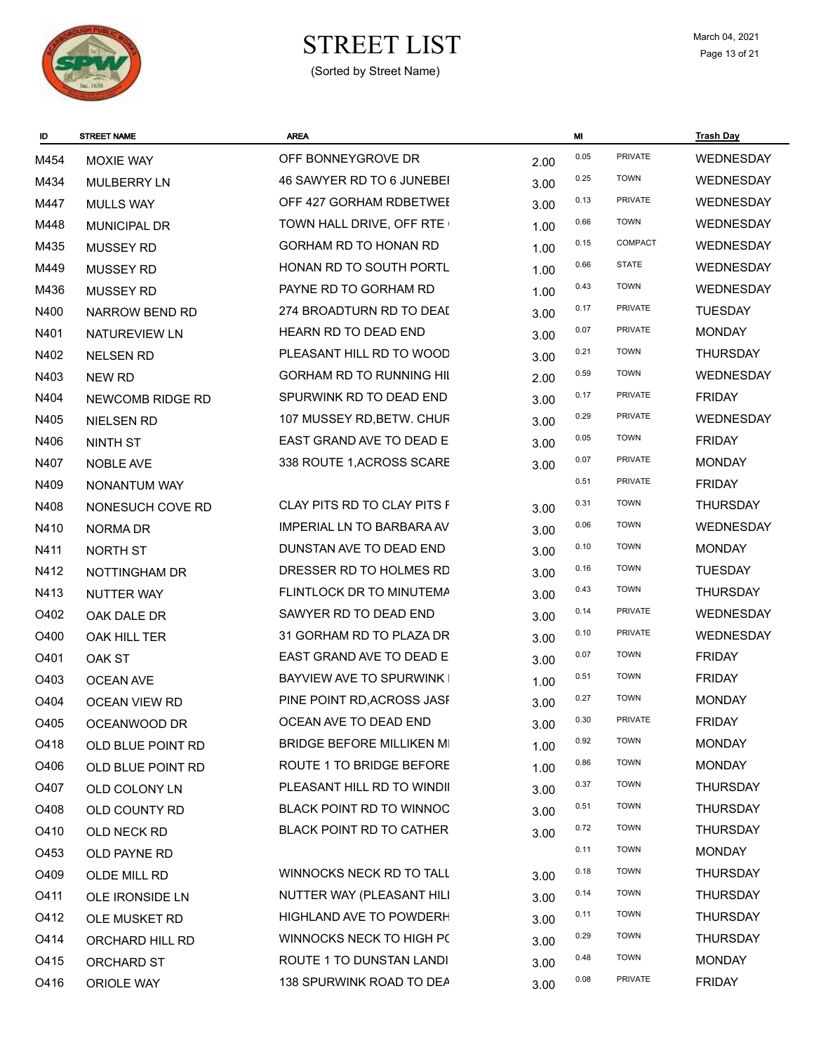# STREET LIST

(Sorted by Street Name)

March 04, 2021

| ID | STREET NAME | AREA | | MI | | Trash Day |
|---|---|---|---|---|---|---|
| M454 | MOXIE WAY | OFF BONNEYGROVE DR | 2.00 | 0.05 | PRIVATE | WEDNESDAY |
| M434 | MULBERRY LN | 46 SAWYER RD TO 6 JUNEBEI | 3.00 | 0.25 | TOWN | WEDNESDAY |
| M447 | MULLS WAY | OFF 427 GORHAM RDBETWEI | 3.00 | 0.13 | PRIVATE | WEDNESDAY |
| M448 | MUNICIPAL DR | TOWN HALL DRIVE, OFF RTE | 1.00 | 0.66 | TOWN | WEDNESDAY |
| M435 | MUSSEY RD | GORHAM RD TO HONAN RD | 1.00 | 0.15 | COMPACT | WEDNESDAY |
| M449 | MUSSEY RD | HONAN RD TO SOUTH PORTL | 1.00 | 0.66 | STATE | WEDNESDAY |
| M436 | MUSSEY RD | PAYNE RD TO GORHAM RD | 1.00 | 0.43 | TOWN | WEDNESDAY |
| N400 | NARROW BEND RD | 274 BROADTURN RD TO DEAI | 3.00 | 0.17 | PRIVATE | TUESDAY |
| N401 | NATUREVIEW LN | HEARN RD TO DEAD END | 3.00 | 0.07 | PRIVATE | MONDAY |
| N402 | NELSEN RD | PLEASANT HILL RD TO WOOD | 3.00 | 0.21 | TOWN | THURSDAY |
| N403 | NEW RD | GORHAM RD TO RUNNING HII | 2.00 | 0.59 | TOWN | WEDNESDAY |
| N404 | NEWCOMB RIDGE RD | SPURWINK RD TO DEAD END | 3.00 | 0.17 | PRIVATE | FRIDAY |
| N405 | NIELSEN RD | 107 MUSSEY RD,BETW. CHUR | 3.00 | 0.29 | PRIVATE | WEDNESDAY |
| N406 | NINTH ST | EAST GRAND AVE TO DEAD E | 3.00 | 0.05 | TOWN | FRIDAY |
| N407 | NOBLE AVE | 338 ROUTE 1,ACROSS SCARE | 3.00 | 0.07 | PRIVATE | MONDAY |
| N409 | NONANTUM WAY | | | 0.51 | PRIVATE | FRIDAY |
| N408 | NONESUCH COVE RD | CLAY PITS RD TO CLAY PITS F | 3.00 | 0.31 | TOWN | THURSDAY |
| N410 | NORMA DR | IMPERIAL LN TO BARBARA AV | 3.00 | 0.06 | TOWN | WEDNESDAY |
| N411 | NORTH ST | DUNSTAN AVE TO DEAD END | 3.00 | 0.10 | TOWN | MONDAY |
| N412 | NOTTINGHAM DR | DRESSER RD TO HOLMES RD | 3.00 | 0.16 | TOWN | TUESDAY |
| N413 | NUTTER WAY | FLINTLOCK DR TO MINUTEMA | 3.00 | 0.43 | TOWN | THURSDAY |
| O402 | OAK DALE DR | SAWYER RD TO DEAD END | 3.00 | 0.14 | PRIVATE | WEDNESDAY |
| O400 | OAK HILL TER | 31 GORHAM RD TO PLAZA DR | 3.00 | 0.10 | PRIVATE | WEDNESDAY |
| O401 | OAK ST | EAST GRAND AVE TO DEAD E | 3.00 | 0.07 | TOWN | FRIDAY |
| O403 | OCEAN AVE | BAYVIEW AVE TO SPURWINK I | 1.00 | 0.51 | TOWN | FRIDAY |
| O404 | OCEAN VIEW RD | PINE POINT RD,ACROSS JASI | 3.00 | 0.27 | TOWN | MONDAY |
| O405 | OCEANWOOD DR | OCEAN AVE TO DEAD END | 3.00 | 0.30 | PRIVATE | FRIDAY |
| O418 | OLD BLUE POINT RD | BRIDGE BEFORE MILLIKEN MI | 1.00 | 0.92 | TOWN | MONDAY |
| O406 | OLD BLUE POINT RD | ROUTE 1 TO BRIDGE BEFORE | 1.00 | 0.86 | TOWN | MONDAY |
| O407 | OLD COLONY LN | PLEASANT HILL RD TO WINDII | 3.00 | 0.37 | TOWN | THURSDAY |
| O408 | OLD COUNTY RD | BLACK POINT RD TO WINNOC | 3.00 | 0.51 | TOWN | THURSDAY |
| O410 | OLD NECK RD | BLACK POINT RD TO CATHER | 3.00 | 0.72 | TOWN | THURSDAY |
| O453 | OLD PAYNE RD | | | 0.11 | TOWN | MONDAY |
| O409 | OLDE MILL RD | WINNOCKS NECK RD TO TALL | 3.00 | 0.18 | TOWN | THURSDAY |
| O411 | OLE IRONSIDE LN | NUTTER WAY (PLEASANT HILI | 3.00 | 0.14 | TOWN | THURSDAY |
| O412 | OLE MUSKET RD | HIGHLAND AVE TO POWDERH | 3.00 | 0.11 | TOWN | THURSDAY |
| O414 | ORCHARD HILL RD | WINNOCKS NECK TO HIGH PC | 3.00 | 0.29 | TOWN | THURSDAY |
| O415 | ORCHARD ST | ROUTE 1 TO DUNSTAN LANDI | 3.00 | 0.48 | TOWN | MONDAY |
| O416 | ORIOLE WAY | 138 SPURWINK ROAD TO DEA | 3.00 | 0.08 | PRIVATE | FRIDAY |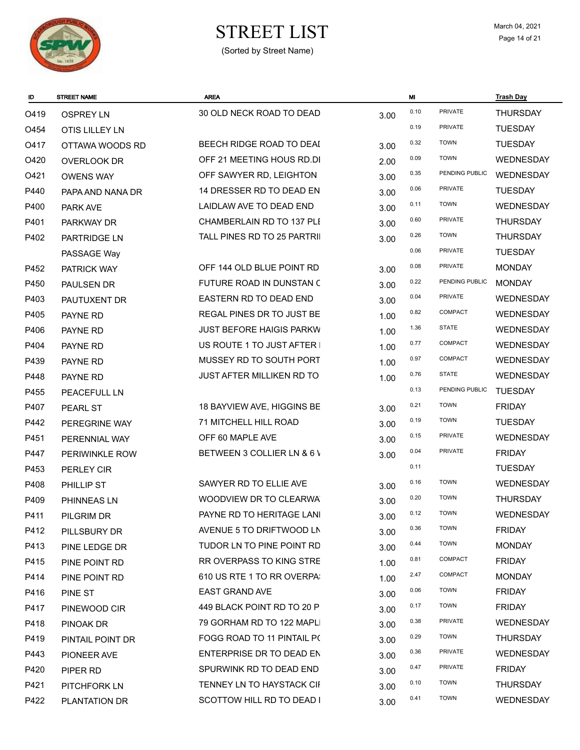# STREET LIST

(Sorted by Street Name)

March 04, 2021

| ID | STREET NAME | AREA | | MI | | Trash Day |
|---|---|---|---|---|---|---|
| O419 | OSPREY LN | 30 OLD NECK ROAD TO DEAD | 3.00 | 0.10 | PRIVATE | THURSDAY |
| O454 | OTIS LILLEY LN | | | 0.19 | PRIVATE | TUESDAY |
| O417 | OTTAWA WOODS RD | BEECH RIDGE ROAD TO DEAI | 3.00 | 0.32 | TOWN | TUESDAY |
| O420 | OVERLOOK DR | OFF 21 MEETING HOUS RD.DI | 2.00 | 0.09 | TOWN | WEDNESDAY |
| O421 | OWENS WAY | OFF SAWYER RD, LEIGHTON | 3.00 | 0.35 | PENDING PUBLIC | WEDNESDAY |
| P440 | PAPA AND NANA DR | 14 DRESSER RD TO DEAD EN | 3.00 | 0.06 | PRIVATE | TUESDAY |
| P400 | PARK AVE | LAIDLAW AVE TO DEAD END | 3.00 | 0.11 | TOWN | WEDNESDAY |
| P401 | PARKWAY DR | CHAMBERLAIN RD TO 137 PLE | 3.00 | 0.60 | PRIVATE | THURSDAY |
| P402 | PARTRIDGE LN | TALL PINES RD TO 25 PARTRI | 3.00 | 0.26 | TOWN | THURSDAY |
| | PASSAGE Way | | | 0.06 | PRIVATE | TUESDAY |
| P452 | PATRICK WAY | OFF 144 OLD BLUE POINT RD | 3.00 | 0.08 | PRIVATE | MONDAY |
| P450 | PAULSEN DR | FUTURE ROAD IN DUNSTAN C | 3.00 | 0.22 | PENDING PUBLIC | MONDAY |
| P403 | PAUTUXENT DR | EASTERN RD TO DEAD END | 3.00 | 0.04 | PRIVATE | WEDNESDAY |
| P405 | PAYNE RD | REGAL PINES DR TO JUST BE | 1.00 | 0.82 | COMPACT | WEDNESDAY |
| P406 | PAYNE RD | JUST BEFORE HAIGIS PARKW | 1.00 | 1.36 | STATE | WEDNESDAY |
| P404 | PAYNE RD | US ROUTE 1 TO JUST AFTER I | 1.00 | 0.77 | COMPACT | WEDNESDAY |
| P439 | PAYNE RD | MUSSEY RD TO SOUTH PORT | 1.00 | 0.97 | COMPACT | WEDNESDAY |
| P448 | PAYNE RD | JUST AFTER MILLIKEN RD TO | 1.00 | 0.76 | STATE | WEDNESDAY |
| P455 | PEACEFULL LN | | | 0.13 | PENDING PUBLIC | TUESDAY |
| P407 | PEARL ST | 18 BAYVIEW AVE, HIGGINS BE | 3.00 | 0.21 | TOWN | FRIDAY |
| P442 | PEREGRINE WAY | 71 MITCHELL HILL ROAD | 3.00 | 0.19 | TOWN | TUESDAY |
| P451 | PERENNIAL WAY | OFF 60 MAPLE AVE | 3.00 | 0.15 | PRIVATE | WEDNESDAY |
| P447 | PERIWINKLE ROW | BETWEEN 3 COLLIER LN & 6 V | 3.00 | 0.04 | PRIVATE | FRIDAY |
| P453 | PERLEY CIR | | | 0.11 | | TUESDAY |
| P408 | PHILLIP ST | SAWYER RD TO ELLIE AVE | 3.00 | 0.16 | TOWN | WEDNESDAY |
| P409 | PHINNEAS LN | WOODVIEW DR TO CLEARWA | 3.00 | 0.20 | TOWN | THURSDAY |
| P411 | PILGRIM DR | PAYNE RD TO HERITAGE LANI | 3.00 | 0.12 | TOWN | WEDNESDAY |
| P412 | PILLSBURY DR | AVENUE 5 TO DRIFTWOOD LN | 3.00 | 0.36 | TOWN | FRIDAY |
| P413 | PINE LEDGE DR | TUDOR LN TO PINE POINT RD | 3.00 | 0.44 | TOWN | MONDAY |
| P415 | PINE POINT RD | RR OVERPASS TO KING STRE | 1.00 | 0.81 | COMPACT | FRIDAY |
| P414 | PINE POINT RD | 610 US RTE 1 TO RR OVERPA: | 1.00 | 2.47 | COMPACT | MONDAY |
| P416 | PINE ST | EAST GRAND AVE | 3.00 | 0.06 | TOWN | FRIDAY |
| P417 | PINEWOOD CIR | 449 BLACK POINT RD TO 20 P | 3.00 | 0.17 | TOWN | FRIDAY |
| P418 | PINOAK DR | 79 GORHAM RD TO 122 MAPLI | 3.00 | 0.38 | PRIVATE | WEDNESDAY |
| P419 | PINTAIL POINT DR | FOGG ROAD TO 11 PINTAIL PC | 3.00 | 0.29 | TOWN | THURSDAY |
| P443 | PIONEER AVE | ENTERPRISE DR TO DEAD EN | 3.00 | 0.36 | PRIVATE | WEDNESDAY |
| P420 | PIPER RD | SPURWINK RD TO DEAD END | 3.00 | 0.47 | PRIVATE | FRIDAY |
| P421 | PITCHFORK LN | TENNEY LN TO HAYSTACK CII | 3.00 | 0.10 | TOWN | THURSDAY |
| P422 | PLANTATION DR | SCOTTOW HILL RD TO DEAD I | 3.00 | 0.41 | TOWN | WEDNESDAY |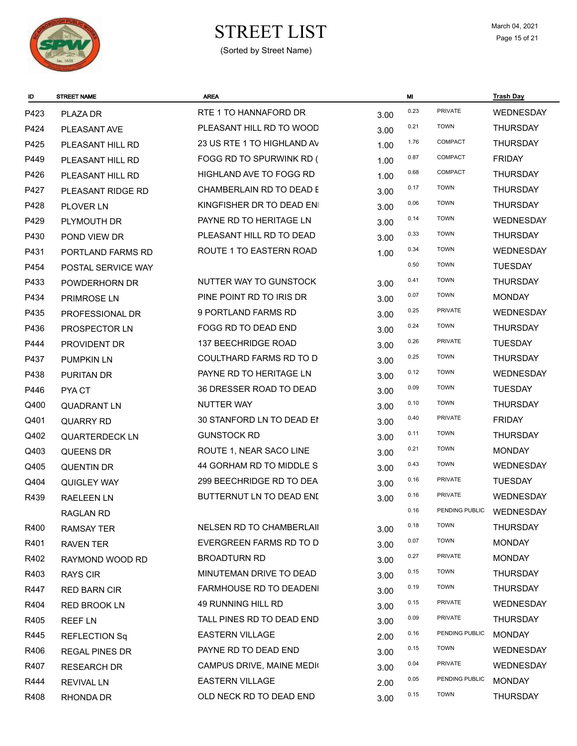# STREET LIST

(Sorted by Street Name)

March 04, 2021

| ID | STREET NAME | AREA | | MI | | Trash Day |
|---|---|---|---|---|---|---|
| P423 | PLAZA DR | RTE 1 TO HANNAFORD DR | 3.00 | 0.23 | PRIVATE | WEDNESDAY |
| P424 | PLEASANT AVE | PLEASANT HILL RD TO WOOD | 3.00 | 0.21 | TOWN | THURSDAY |
| P425 | PLEASANT HILL RD | 23 US RTE 1 TO HIGHLAND AV | 1.00 | 1.76 | COMPACT | THURSDAY |
| P449 | PLEASANT HILL RD | FOGG RD TO SPURWINK RD ( | 1.00 | 0.87 | COMPACT | FRIDAY |
| P426 | PLEASANT HILL RD | HIGHLAND AVE TO FOGG RD | 1.00 | 0.68 | COMPACT | THURSDAY |
| P427 | PLEASANT RIDGE RD | CHAMBERLAIN RD TO DEAD E | 3.00 | 0.17 | TOWN | THURSDAY |
| P428 | PLOVER LN | KINGFISHER DR TO DEAD ENI | 3.00 | 0.06 | TOWN | THURSDAY |
| P429 | PLYMOUTH DR | PAYNE RD TO HERITAGE LN | 3.00 | 0.14 | TOWN | WEDNESDAY |
| P430 | POND VIEW DR | PLEASANT HILL RD TO DEAD | 3.00 | 0.33 | TOWN | THURSDAY |
| P431 | PORTLAND FARMS RD | ROUTE 1 TO EASTERN ROAD | 1.00 | 0.34 | TOWN | WEDNESDAY |
| P454 | POSTAL SERVICE WAY | | | 0.50 | TOWN | TUESDAY |
| P433 | POWDERHORN DR | NUTTER WAY TO GUNSTOCK | 3.00 | 0.41 | TOWN | THURSDAY |
| P434 | PRIMROSE LN | PINE POINT RD TO IRIS DR | 3.00 | 0.07 | TOWN | MONDAY |
| P435 | PROFESSIONAL DR | 9 PORTLAND FARMS RD | 3.00 | 0.25 | PRIVATE | WEDNESDAY |
| P436 | PROSPECTOR LN | FOGG RD TO DEAD END | 3.00 | 0.24 | TOWN | THURSDAY |
| P444 | PROVIDENT DR | 137 BEECHRIDGE ROAD | 3.00 | 0.26 | PRIVATE | TUESDAY |
| P437 | PUMPKIN LN | COULTHARD FARMS RD TO D | 3.00 | 0.25 | TOWN | THURSDAY |
| P438 | PURITAN DR | PAYNE RD TO HERITAGE LN | 3.00 | 0.12 | TOWN | WEDNESDAY |
| P446 | PYA CT | 36 DRESSER ROAD TO DEAD | 3.00 | 0.09 | TOWN | TUESDAY |
| Q400 | QUADRANT LN | NUTTER WAY | 3.00 | 0.10 | TOWN | THURSDAY |
| Q401 | QUARRY RD | 30 STANFORD LN TO DEAD EI | 3.00 | 0.40 | PRIVATE | FRIDAY |
| Q402 | QUARTERDECK LN | GUNSTOCK RD | 3.00 | 0.11 | TOWN | THURSDAY |
| Q403 | QUEENS DR | ROUTE 1, NEAR SACO LINE | 3.00 | 0.21 | TOWN | MONDAY |
| Q405 | QUENTIN DR | 44 GORHAM RD TO MIDDLE S | 3.00 | 0.43 | TOWN | WEDNESDAY |
| Q404 | QUIGLEY WAY | 299 BEECHRIDGE RD TO DEA | 3.00 | 0.16 | PRIVATE | TUESDAY |
| R439 | RAELEEN LN | BUTTERNUT LN TO DEAD ENI | 3.00 | 0.16 | PRIVATE | WEDNESDAY |
| | RAGLAN RD | | | 0.16 | PENDING PUBLIC | WEDNESDAY |
| R400 | RAMSAY TER | NELSEN RD TO CHAMBERLAII | 3.00 | 0.18 | TOWN | THURSDAY |
| R401 | RAVEN TER | EVERGREEN FARMS RD TO D | 3.00 | 0.07 | TOWN | MONDAY |
| R402 | RAYMOND WOOD RD | BROADTURN RD | 3.00 | 0.27 | PRIVATE | MONDAY |
| R403 | RAYS CIR | MINUTEMAN DRIVE TO DEAD | 3.00 | 0.15 | TOWN | THURSDAY |
| R447 | RED BARN CIR | FARMHOUSE RD TO DEADENI | 3.00 | 0.19 | TOWN | THURSDAY |
| R404 | RED BROOK LN | 49 RUNNING HILL RD | 3.00 | 0.15 | PRIVATE | WEDNESDAY |
| R405 | REEF LN | TALL PINES RD TO DEAD END | 3.00 | 0.09 | PRIVATE | THURSDAY |
| R445 | REFLECTION Sq | EASTERN VILLAGE | 2.00 | 0.16 | PENDING PUBLIC | MONDAY |
| R406 | REGAL PINES DR | PAYNE RD TO DEAD END | 3.00 | 0.15 | TOWN | WEDNESDAY |
| R407 | RESEARCH DR | CAMPUS DRIVE, MAINE MEDI( | 3.00 | 0.04 | PRIVATE | WEDNESDAY |
| R444 | REVIVAL LN | EASTERN VILLAGE | 2.00 | 0.05 | PENDING PUBLIC | MONDAY |
| R408 | RHONDA DR | OLD NECK RD TO DEAD END | 3.00 | 0.15 | TOWN | THURSDAY |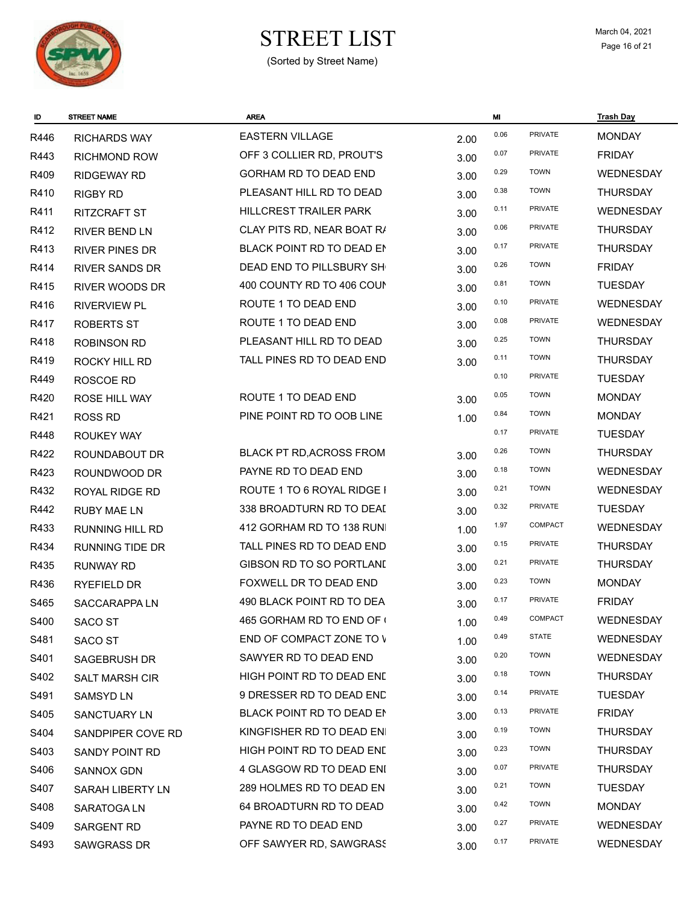# STREET LIST

(Sorted by Street Name)

March 04, 2021

| ID | STREET NAME | AREA | | MI | | Trash Day |
|---|---|---|---|---|---|---|
| R446 | RICHARDS WAY | EASTERN VILLAGE | 2.00 | 0.06 | PRIVATE | MONDAY |
| R443 | RICHMOND ROW | OFF 3 COLLIER RD, PROUT'S | 3.00 | 0.07 | PRIVATE | FRIDAY |
| R409 | RIDGEWAY RD | GORHAM RD TO DEAD END | 3.00 | 0.29 | TOWN | WEDNESDAY |
| R410 | RIGBY RD | PLEASANT HILL RD TO DEAD | 3.00 | 0.38 | TOWN | THURSDAY |
| R411 | RITZCRAFT ST | HILLCREST TRAILER PARK | 3.00 | 0.11 | PRIVATE | WEDNESDAY |
| R412 | RIVER BEND LN | CLAY PITS RD, NEAR BOAT R/ | 3.00 | 0.06 | PRIVATE | THURSDAY |
| R413 | RIVER PINES DR | BLACK POINT RD TO DEAD EI | 3.00 | 0.17 | PRIVATE | THURSDAY |
| R414 | RIVER SANDS DR | DEAD END TO PILLSBURY SH | 3.00 | 0.26 | TOWN | FRIDAY |
| R415 | RIVER WOODS DR | 400 COUNTY RD TO 406 COUI | 3.00 | 0.81 | TOWN | TUESDAY |
| R416 | RIVERVIEW PL | ROUTE 1 TO DEAD END | 3.00 | 0.10 | PRIVATE | WEDNESDAY |
| R417 | ROBERTS ST | ROUTE 1 TO DEAD END | 3.00 | 0.08 | PRIVATE | WEDNESDAY |
| R418 | ROBINSON RD | PLEASANT HILL RD TO DEAD | 3.00 | 0.25 | TOWN | THURSDAY |
| R419 | ROCKY HILL RD | TALL PINES RD TO DEAD END | 3.00 | 0.11 | TOWN | THURSDAY |
| R449 | ROSCOE RD | | | 0.10 | PRIVATE | TUESDAY |
| R420 | ROSE HILL WAY | ROUTE 1 TO DEAD END | 3.00 | 0.05 | TOWN | MONDAY |
| R421 | ROSS RD | PINE POINT RD TO OOB LINE | 1.00 | 0.84 | TOWN | MONDAY |
| R448 | ROUKEY WAY | | | 0.17 | PRIVATE | TUESDAY |
| R422 | ROUNDABOUT DR | BLACK PT RD,ACROSS FROM | 3.00 | 0.26 | TOWN | THURSDAY |
| R423 | ROUNDWOOD DR | PAYNE RD TO DEAD END | 3.00 | 0.18 | TOWN | WEDNESDAY |
| R432 | ROYAL RIDGE RD | ROUTE 1 TO 6 ROYAL RIDGE I | 3.00 | 0.21 | TOWN | WEDNESDAY |
| R442 | RUBY MAE LN | 338 BROADTURN RD TO DEAI | 3.00 | 0.32 | PRIVATE | TUESDAY |
| R433 | RUNNING HILL RD | 412 GORHAM RD TO 138 RUNI | 1.00 | 1.97 | COMPACT | WEDNESDAY |
| R434 | RUNNING TIDE DR | TALL PINES RD TO DEAD END | 3.00 | 0.15 | PRIVATE | THURSDAY |
| R435 | RUNWAY RD | GIBSON RD TO SO PORTLANI | 3.00 | 0.21 | PRIVATE | THURSDAY |
| R436 | RYEFIELD DR | FOXWELL DR TO DEAD END | 3.00 | 0.23 | TOWN | MONDAY |
| S465 | SACCARAPPA LN | 490 BLACK POINT RD TO DEA | 3.00 | 0.17 | PRIVATE | FRIDAY |
| S400 | SACO ST | 465 GORHAM RD TO END OF ( | 1.00 | 0.49 | COMPACT | WEDNESDAY |
| S481 | SACO ST | END OF COMPACT ZONE TO V | 1.00 | 0.49 | STATE | WEDNESDAY |
| S401 | SAGEBRUSH DR | SAWYER RD TO DEAD END | 3.00 | 0.20 | TOWN | WEDNESDAY |
| S402 | SALT MARSH CIR | HIGH POINT RD TO DEAD ENI | 3.00 | 0.18 | TOWN | THURSDAY |
| S491 | SAMSYD LN | 9 DRESSER RD TO DEAD ENI | 3.00 | 0.14 | PRIVATE | TUESDAY |
| S405 | SANCTUARY LN | BLACK POINT RD TO DEAD EI | 3.00 | 0.13 | PRIVATE | FRIDAY |
| S404 | SANDPIPER COVE RD | KINGFISHER RD TO DEAD ENI | 3.00 | 0.19 | TOWN | THURSDAY |
| S403 | SANDY POINT RD | HIGH POINT RD TO DEAD ENI | 3.00 | 0.23 | TOWN | THURSDAY |
| S406 | SANNOX GDN | 4 GLASGOW RD TO DEAD ENI | 3.00 | 0.07 | PRIVATE | THURSDAY |
| S407 | SARAH LIBERTY LN | 289 HOLMES RD TO DEAD EN | 3.00 | 0.21 | TOWN | TUESDAY |
| S408 | SARATOGA LN | 64 BROADTURN RD TO DEAD | 3.00 | 0.42 | TOWN | MONDAY |
| S409 | SARGENT RD | PAYNE RD TO DEAD END | 3.00 | 0.27 | PRIVATE | WEDNESDAY |
| S493 | SAWGRASS DR | OFF SAWYER RD, SAWGRASS | 3.00 | 0.17 | PRIVATE | WEDNESDAY |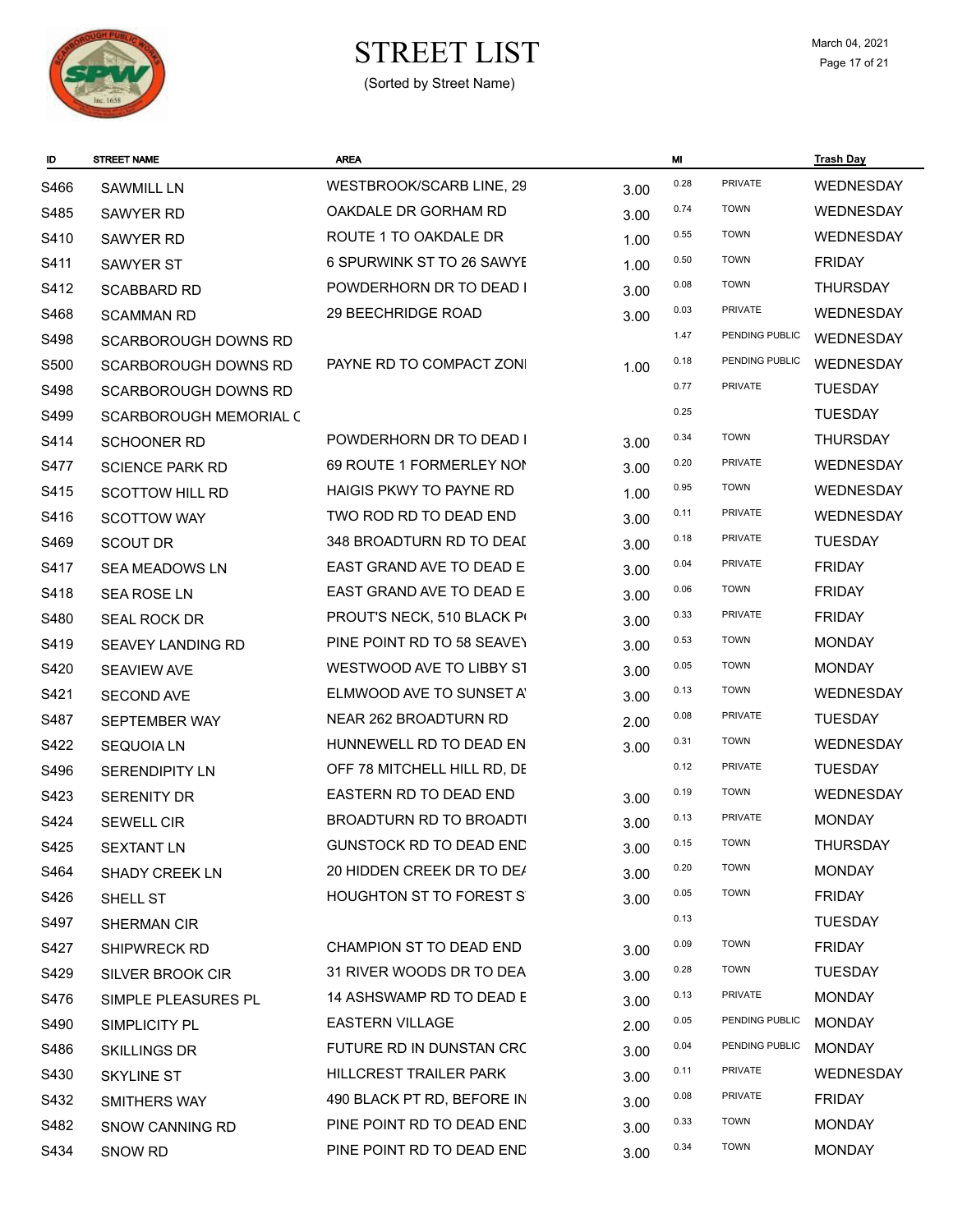# STREET LIST

(Sorted by Street Name)

March 04, 2021

| ID | STREET NAME | AREA | | MI | | Trash Day |
|---|---|---|---|---|---|---|
| S466 | SAWMILL LN | WESTBROOK/SCARB LINE, 29 | 3.00 | 0.28 | PRIVATE | WEDNESDAY |
| S485 | SAWYER RD | OAKDALE DR GORHAM RD | 3.00 | 0.74 | TOWN | WEDNESDAY |
| S410 | SAWYER RD | ROUTE 1 TO OAKDALE DR | 1.00 | 0.55 | TOWN | WEDNESDAY |
| S411 | SAWYER ST | 6 SPURWINK ST TO 26 SAWYE | 1.00 | 0.50 | TOWN | FRIDAY |
| S412 | SCABBARD RD | POWDERHORN DR TO DEAD I | 3.00 | 0.08 | TOWN | THURSDAY |
| S468 | SCAMMAN RD | 29 BEECHRIDGE ROAD | 3.00 | 0.03 | PRIVATE | WEDNESDAY |
| S498 | SCARBOROUGH DOWNS RD | | | 1.47 | PENDING PUBLIC | WEDNESDAY |
| S500 | SCARBOROUGH DOWNS RD | PAYNE RD TO COMPACT ZONI | 1.00 | 0.18 | PENDING PUBLIC | WEDNESDAY |
| S498 | SCARBOROUGH DOWNS RD | | | 0.77 | PRIVATE | TUESDAY |
| S499 | SCARBOROUGH MEMORIAL C | | | 0.25 | | TUESDAY |
| S414 | SCHOONER RD | POWDERHORN DR TO DEAD I | 3.00 | 0.34 | TOWN | THURSDAY |
| S477 | SCIENCE PARK RD | 69 ROUTE 1 FORMERLEY NOI | 3.00 | 0.20 | PRIVATE | WEDNESDAY |
| S415 | SCOTTOW HILL RD | HAIGIS PKWY TO PAYNE RD | 1.00 | 0.95 | TOWN | WEDNESDAY |
| S416 | SCOTTOW WAY | TWO ROD RD TO DEAD END | 3.00 | 0.11 | PRIVATE | WEDNESDAY |
| S469 | SCOUT DR | 348 BROADTURN RD TO DEAI | 3.00 | 0.18 | PRIVATE | TUESDAY |
| S417 | SEA MEADOWS LN | EAST GRAND AVE TO DEAD E | 3.00 | 0.04 | PRIVATE | FRIDAY |
| S418 | SEA ROSE LN | EAST GRAND AVE TO DEAD E | 3.00 | 0.06 | TOWN | FRIDAY |
| S480 | SEAL ROCK DR | PROUT'S NECK, 510 BLACK P | 3.00 | 0.33 | PRIVATE | FRIDAY |
| S419 | SEAVEY LANDING RD | PINE POINT RD TO 58 SEAVEY | 3.00 | 0.53 | TOWN | MONDAY |
| S420 | SEAVIEW AVE | WESTWOOD AVE TO LIBBY ST | 3.00 | 0.05 | TOWN | MONDAY |
| S421 | SECOND AVE | ELMWOOD AVE TO SUNSET A | 3.00 | 0.13 | TOWN | WEDNESDAY |
| S487 | SEPTEMBER WAY | NEAR 262 BROADTURN RD | 2.00 | 0.08 | PRIVATE | TUESDAY |
| S422 | SEQUOIA LN | HUNNEWELL RD TO DEAD EN | 3.00 | 0.31 | TOWN | WEDNESDAY |
| S496 | SERENDIPITY LN | OFF 78 MITCHELL HILL RD, DE | | 0.12 | PRIVATE | TUESDAY |
| S423 | SERENITY DR | EASTERN RD TO DEAD END | 3.00 | 0.19 | TOWN | WEDNESDAY |
| S424 | SEWELL CIR | BROADTURN RD TO BROADTI | 3.00 | 0.13 | PRIVATE | MONDAY |
| S425 | SEXTANT LN | GUNSTOCK RD TO DEAD END | 3.00 | 0.15 | TOWN | THURSDAY |
| S464 | SHADY CREEK LN | 20 HIDDEN CREEK DR TO DEA | 3.00 | 0.20 | TOWN | MONDAY |
| S426 | SHELL ST | HOUGHTON ST TO FOREST S | 3.00 | 0.05 | TOWN | FRIDAY |
| S497 | SHERMAN CIR | | | 0.13 | | TUESDAY |
| S427 | SHIPWRECK RD | CHAMPION ST TO DEAD END | 3.00 | 0.09 | TOWN | FRIDAY |
| S429 | SILVER BROOK CIR | 31 RIVER WOODS DR TO DEA | 3.00 | 0.28 | TOWN | TUESDAY |
| S476 | SIMPLE PLEASURES PL | 14 ASHSWAMP RD TO DEAD E | 3.00 | 0.13 | PRIVATE | MONDAY |
| S490 | SIMPLICITY PL | EASTERN VILLAGE | 2.00 | 0.05 | PENDING PUBLIC | MONDAY |
| S486 | SKILLINGS DR | FUTURE RD IN DUNSTAN CRC | 3.00 | 0.04 | PENDING PUBLIC | MONDAY |
| S430 | SKYLINE ST | HILLCREST TRAILER PARK | 3.00 | 0.11 | PRIVATE | WEDNESDAY |
| S432 | SMITHERS WAY | 490 BLACK PT RD, BEFORE IN | 3.00 | 0.08 | PRIVATE | FRIDAY |
| S482 | SNOW CANNING RD | PINE POINT RD TO DEAD END | 3.00 | 0.33 | TOWN | MONDAY |
| S434 | SNOW RD | PINE POINT RD TO DEAD END | 3.00 | 0.34 | TOWN | MONDAY |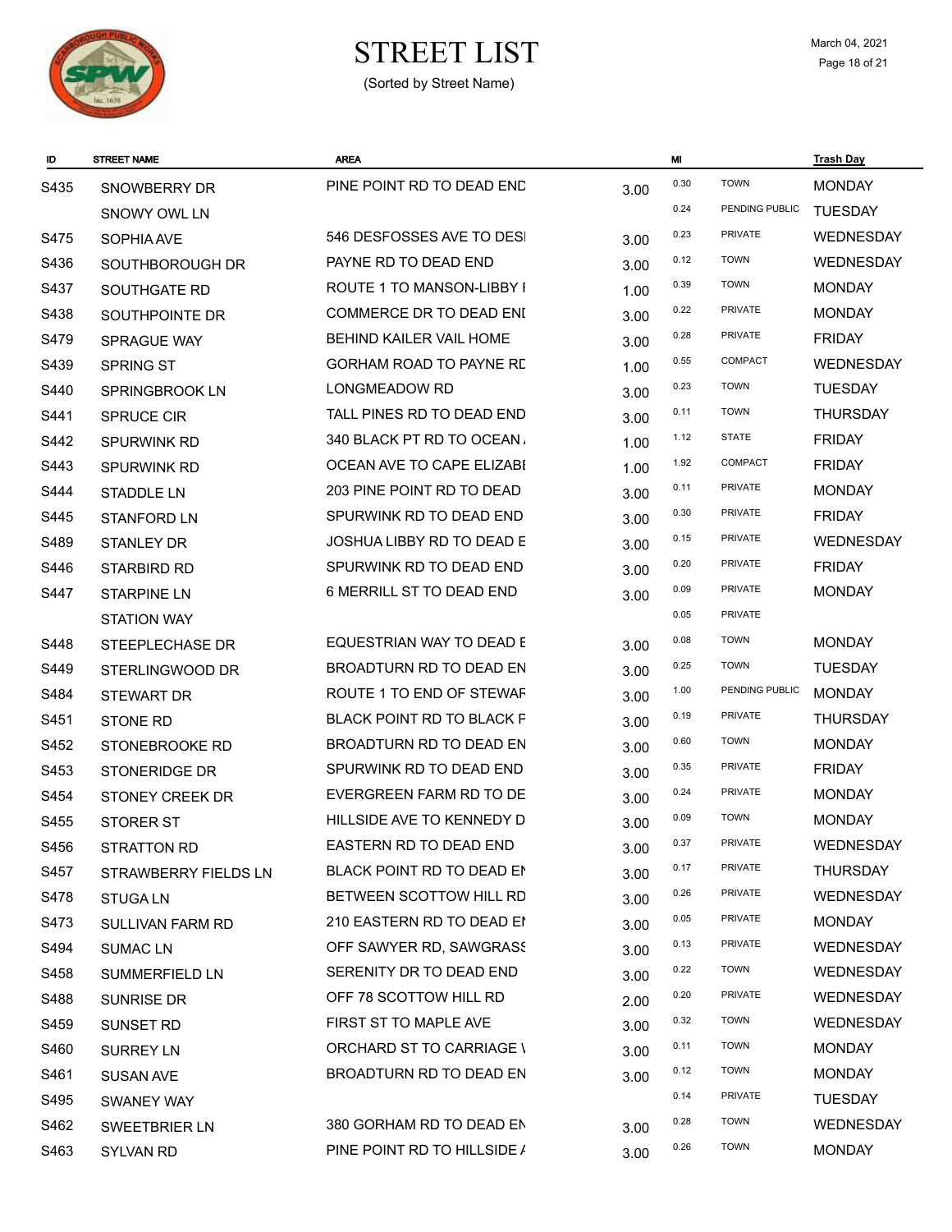# STREET LIST

(Sorted by Street Name)

March 04, 2021

| ID | STREET NAME | AREA | | MI | | Trash Day |
|---|---|---|---|---|---|---|
| S435 | SNOWBERRY DR | PINE POINT RD TO DEAD END | 3.00 | 0.30 | TOWN | MONDAY |
| | SNOWY OWL LN | | | 0.24 | PENDING PUBLIC | TUESDAY |
| S475 | SOPHIA AVE | 546 DESFOSSES AVE TO DESI | 3.00 | 0.23 | PRIVATE | WEDNESDAY |
| S436 | SOUTHBOROUGH DR | PAYNE RD TO DEAD END | 3.00 | 0.12 | TOWN | WEDNESDAY |
| S437 | SOUTHGATE RD | ROUTE 1 TO MANSON-LIBBY I | 1.00 | 0.39 | TOWN | MONDAY |
| S438 | SOUTHPOINTE DR | COMMERCE DR TO DEAD ENI | 3.00 | 0.22 | PRIVATE | MONDAY |
| S479 | SPRAGUE WAY | BEHIND KAILER VAIL HOME | 3.00 | 0.28 | PRIVATE | FRIDAY |
| S439 | SPRING ST | GORHAM ROAD TO PAYNE RD | 1.00 | 0.55 | COMPACT | WEDNESDAY |
| S440 | SPRINGBROOK LN | LONGMEADOW RD | 3.00 | 0.23 | TOWN | TUESDAY |
| S441 | SPRUCE CIR | TALL PINES RD TO DEAD END | 3.00 | 0.11 | TOWN | THURSDAY |
| S442 | SPURWINK RD | 340 BLACK PT RD TO OCEAN / | 1.00 | 1.12 | STATE | FRIDAY |
| S443 | SPURWINK RD | OCEAN AVE TO CAPE ELIZABI | 1.00 | 1.92 | COMPACT | FRIDAY |
| S444 | STADDLE LN | 203 PINE POINT RD TO DEAD | 3.00 | 0.11 | PRIVATE | MONDAY |
| S445 | STANFORD LN | SPURWINK RD TO DEAD END | 3.00 | 0.30 | PRIVATE | FRIDAY |
| S489 | STANLEY DR | JOSHUA LIBBY RD TO DEAD E | 3.00 | 0.15 | PRIVATE | WEDNESDAY |
| S446 | STARBIRD RD | SPURWINK RD TO DEAD END | 3.00 | 0.20 | PRIVATE | FRIDAY |
| S447 | STARPINE LN | 6 MERRILL ST TO DEAD END | 3.00 | 0.09 | PRIVATE | MONDAY |
| | STATION WAY | | | 0.05 | PRIVATE | |
| S448 | STEEPLECHASE DR | EQUESTRIAN WAY TO DEAD E | 3.00 | 0.08 | TOWN | MONDAY |
| S449 | STERLINGWOOD DR | BROADTURN RD TO DEAD EN | 3.00 | 0.25 | TOWN | TUESDAY |
| S484 | STEWART DR | ROUTE 1 TO END OF STEWAF | 3.00 | 1.00 | PENDING PUBLIC | MONDAY |
| S451 | STONE RD | BLACK POINT RD TO BLACK F | 3.00 | 0.19 | PRIVATE | THURSDAY |
| S452 | STONEBROOKE RD | BROADTURN RD TO DEAD EN | 3.00 | 0.60 | TOWN | MONDAY |
| S453 | STONERIDGE DR | SPURWINK RD TO DEAD END | 3.00 | 0.35 | PRIVATE | FRIDAY |
| S454 | STONEY CREEK DR | EVERGREEN FARM RD TO DE | 3.00 | 0.24 | PRIVATE | MONDAY |
| S455 | STORER ST | HILLSIDE AVE TO KENNEDY D | 3.00 | 0.09 | TOWN | MONDAY |
| S456 | STRATTON RD | EASTERN RD TO DEAD END | 3.00 | 0.37 | PRIVATE | WEDNESDAY |
| S457 | STRAWBERRY FIELDS LN | BLACK POINT RD TO DEAD EI | 3.00 | 0.17 | PRIVATE | THURSDAY |
| S478 | STUGA LN | BETWEEN SCOTTOW HILL RD | 3.00 | 0.26 | PRIVATE | WEDNESDAY |
| S473 | SULLIVAN FARM RD | 210 EASTERN RD TO DEAD EI | 3.00 | 0.05 | PRIVATE | MONDAY |
| S494 | SUMAC LN | OFF SAWYER RD, SAWGRASS | 3.00 | 0.13 | PRIVATE | WEDNESDAY |
| S458 | SUMMERFIELD LN | SERENITY DR TO DEAD END | 3.00 | 0.22 | TOWN | WEDNESDAY |
| S488 | SUNRISE DR | OFF 78 SCOTTOW HILL RD | 2.00 | 0.20 | PRIVATE | WEDNESDAY |
| S459 | SUNSET RD | FIRST ST TO MAPLE AVE | 3.00 | 0.32 | TOWN | WEDNESDAY |
| S460 | SURREY LN | ORCHARD ST TO CARRIAGE \ | 3.00 | 0.11 | TOWN | MONDAY |
| S461 | SUSAN AVE | BROADTURN RD TO DEAD EN | 3.00 | 0.12 | TOWN | MONDAY |
| S495 | SWANEY WAY | | | 0.14 | PRIVATE | TUESDAY |
| S462 | SWEETBRIER LN | 380 GORHAM RD TO DEAD EN | 3.00 | 0.28 | TOWN | WEDNESDAY |
| S463 | SYLVAN RD | PINE POINT RD TO HILLSIDE / | 3.00 | 0.26 | TOWN | MONDAY |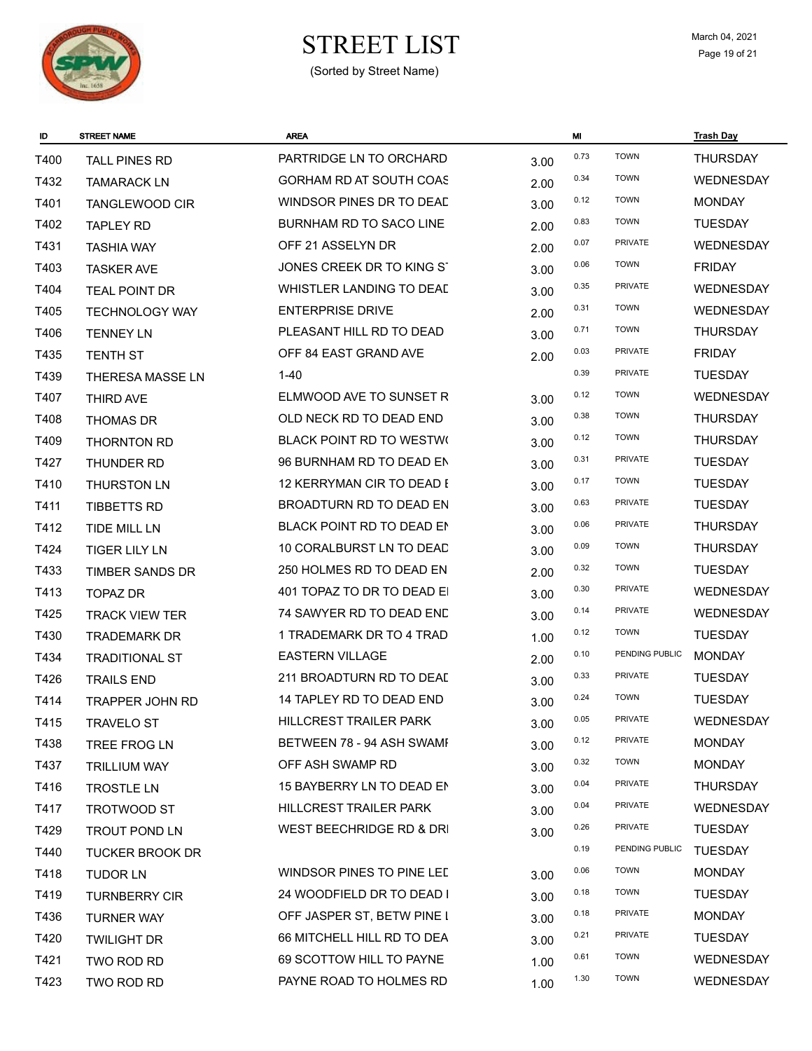# STREET LIST

(Sorted by Street Name)

March 04, 2021

| ID | STREET NAME | AREA | | MI | | Trash Day |
|---|---|---|---|---|---|---|
| T400 | TALL PINES RD | PARTRIDGE LN TO ORCHARD | 3.00 | 0.73 | TOWN | THURSDAY |
| T432 | TAMARACK LN | GORHAM RD AT SOUTH COAS | 2.00 | 0.34 | TOWN | WEDNESDAY |
| T401 | TANGLEWOOD CIR | WINDSOR PINES DR TO DEAL | 3.00 | 0.12 | TOWN | MONDAY |
| T402 | TAPLEY RD | BURNHAM RD TO SACO LINE | 2.00 | 0.83 | TOWN | TUESDAY |
| T431 | TASHIA WAY | OFF 21 ASSELYN DR | 2.00 | 0.07 | PRIVATE | WEDNESDAY |
| T403 | TASKER AVE | JONES CREEK DR TO KING S | 3.00 | 0.06 | TOWN | FRIDAY |
| T404 | TEAL POINT DR | WHISTLER LANDING TO DEAL | 3.00 | 0.35 | PRIVATE | WEDNESDAY |
| T405 | TECHNOLOGY WAY | ENTERPRISE DRIVE | 2.00 | 0.31 | TOWN | WEDNESDAY |
| T406 | TENNEY LN | PLEASANT HILL RD TO DEAD | 3.00 | 0.71 | TOWN | THURSDAY |
| T435 | TENTH ST | OFF 84 EAST GRAND AVE | 2.00 | 0.03 | PRIVATE | FRIDAY |
| T439 | THERESA MASSE LN | 1-40 | | 0.39 | PRIVATE | TUESDAY |
| T407 | THIRD AVE | ELMWOOD AVE TO SUNSET R | 3.00 | 0.12 | TOWN | WEDNESDAY |
| T408 | THOMAS DR | OLD NECK RD TO DEAD END | 3.00 | 0.38 | TOWN | THURSDAY |
| T409 | THORNTON RD | BLACK POINT RD TO WESTW( | 3.00 | 0.12 | TOWN | THURSDAY |
| T427 | THUNDER RD | 96 BURNHAM RD TO DEAD EN | 3.00 | 0.31 | PRIVATE | TUESDAY |
| T410 | THURSTON LN | 12 KERRYMAN CIR TO DEAD E | 3.00 | 0.17 | TOWN | TUESDAY |
| T411 | TIBBETTS RD | BROADTURN RD TO DEAD EN | 3.00 | 0.63 | PRIVATE | TUESDAY |
| T412 | TIDE MILL LN | BLACK POINT RD TO DEAD EN | 3.00 | 0.06 | PRIVATE | THURSDAY |
| T424 | TIGER LILY LN | 10 CORALBURST LN TO DEAD | 3.00 | 0.09 | TOWN | THURSDAY |
| T433 | TIMBER SANDS DR | 250 HOLMES RD TO DEAD EN | 2.00 | 0.32 | TOWN | TUESDAY |
| T413 | TOPAZ DR | 401 TOPAZ TO DR TO DEAD E | 3.00 | 0.30 | PRIVATE | WEDNESDAY |
| T425 | TRACK VIEW TER | 74 SAWYER RD TO DEAD END | 3.00 | 0.14 | PRIVATE | WEDNESDAY |
| T430 | TRADEMARK DR | 1 TRADEMARK DR TO 4 TRAD | 1.00 | 0.12 | TOWN | TUESDAY |
| T434 | TRADITIONAL ST | EASTERN VILLAGE | 2.00 | 0.10 | PENDING PUBLIC | MONDAY |
| T426 | TRAILS END | 211 BROADTURN RD TO DEAL | 3.00 | 0.33 | PRIVATE | TUESDAY |
| T414 | TRAPPER JOHN RD | 14 TAPLEY RD TO DEAD END | 3.00 | 0.24 | TOWN | TUESDAY |
| T415 | TRAVELO ST | HILLCREST TRAILER PARK | 3.00 | 0.05 | PRIVATE | WEDNESDAY |
| T438 | TREE FROG LN | BETWEEN 78 - 94 ASH SWAMI | 3.00 | 0.12 | PRIVATE | MONDAY |
| T437 | TRILLIUM WAY | OFF ASH SWAMP RD | 3.00 | 0.32 | TOWN | MONDAY |
| T416 | TROSTLE LN | 15 BAYBERRY LN TO DEAD EN | 3.00 | 0.04 | PRIVATE | THURSDAY |
| T417 | TROTWOOD ST | HILLCREST TRAILER PARK | 3.00 | 0.04 | PRIVATE | WEDNESDAY |
| T429 | TROUT POND LN | WEST BEECHRIDGE RD & DRI | 3.00 | 0.26 | PRIVATE | TUESDAY |
| T440 | TUCKER BROOK DR | | | 0.19 | PENDING PUBLIC | TUESDAY |
| T418 | TUDOR LN | WINDSOR PINES TO PINE LEI | 3.00 | 0.06 | TOWN | MONDAY |
| T419 | TURNBERRY CIR | 24 WOODFIELD DR TO DEAD I | 3.00 | 0.18 | TOWN | TUESDAY |
| T436 | TURNER WAY | OFF JASPER ST, BETW PINE I | 3.00 | 0.18 | PRIVATE | MONDAY |
| T420 | TWILIGHT DR | 66 MITCHELL HILL RD TO DEA | 3.00 | 0.21 | PRIVATE | TUESDAY |
| T421 | TWO ROD RD | 69 SCOTTOW HILL TO PAYNE | 1.00 | 0.61 | TOWN | WEDNESDAY |
| T423 | TWO ROD RD | PAYNE ROAD TO HOLMES RD | 1.00 | 1.30 | TOWN | WEDNESDAY |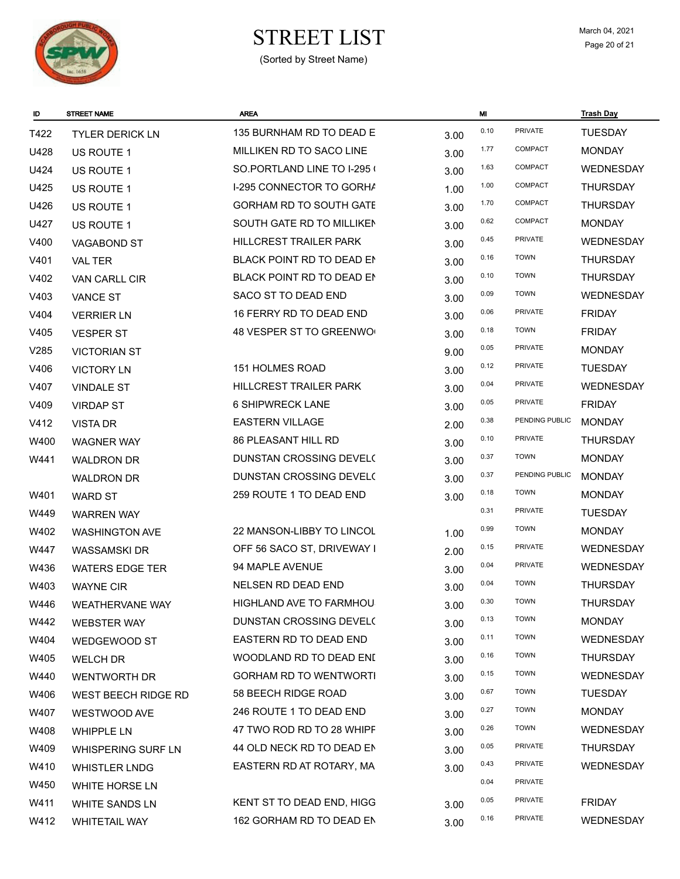# STREET LIST

(Sorted by Street Name)

March 04, 2021

| ID | STREET NAME | AREA | | MI | | Trash Day |
|---|---|---|---|---|---|---|
| T422 | TYLER DERICK LN | 135 BURNHAM RD TO DEAD E | 3.00 | 0.10 | PRIVATE | TUESDAY |
| U428 | US ROUTE 1 | MILLIKEN RD TO SACO LINE | 3.00 | 1.77 | COMPACT | MONDAY |
| U424 | US ROUTE 1 | SO.PORTLAND LINE TO I-295 ( | 3.00 | 1.63 | COMPACT | WEDNESDAY |
| U425 | US ROUTE 1 | I-295 CONNECTOR TO GORHA | 1.00 | 1.00 | COMPACT | THURSDAY |
| U426 | US ROUTE 1 | GORHAM RD TO SOUTH GATE | 3.00 | 1.70 | COMPACT | THURSDAY |
| U427 | US ROUTE 1 | SOUTH GATE RD TO MILLIKEN | 3.00 | 0.62 | COMPACT | MONDAY |
| V400 | VAGABOND ST | HILLCREST TRAILER PARK | 3.00 | 0.45 | PRIVATE | WEDNESDAY |
| V401 | VAL TER | BLACK POINT RD TO DEAD EN | 3.00 | 0.16 | TOWN | THURSDAY |
| V402 | VAN CARLL CIR | BLACK POINT RD TO DEAD EN | 3.00 | 0.10 | TOWN | THURSDAY |
| V403 | VANCE ST | SACO ST TO DEAD END | 3.00 | 0.09 | TOWN | WEDNESDAY |
| V404 | VERRIER LN | 16 FERRY RD TO DEAD END | 3.00 | 0.06 | PRIVATE | FRIDAY |
| V405 | VESPER ST | 48 VESPER ST TO GREENWO( | 3.00 | 0.18 | TOWN | FRIDAY |
| V285 | VICTORIAN ST | | 9.00 | 0.05 | PRIVATE | MONDAY |
| V406 | VICTORY LN | 151 HOLMES ROAD | 3.00 | 0.12 | PRIVATE | TUESDAY |
| V407 | VINDALE ST | HILLCREST TRAILER PARK | 3.00 | 0.04 | PRIVATE | WEDNESDAY |
| V409 | VIRDAP ST | 6 SHIPWRECK LANE | 3.00 | 0.05 | PRIVATE | FRIDAY |
| V412 | VISTA DR | EASTERN VILLAGE | 2.00 | 0.38 | PENDING PUBLIC | MONDAY |
| W400 | WAGNER WAY | 86 PLEASANT HILL RD | 3.00 | 0.10 | PRIVATE | THURSDAY |
| W441 | WALDRON DR | DUNSTAN CROSSING DEVEL( | 3.00 | 0.37 | TOWN | MONDAY |
| | WALDRON DR | DUNSTAN CROSSING DEVEL( | 3.00 | 0.37 | PENDING PUBLIC | MONDAY |
| W401 | WARD ST | 259 ROUTE 1 TO DEAD END | 3.00 | 0.18 | TOWN | MONDAY |
| W449 | WARREN WAY | | | 0.31 | PRIVATE | TUESDAY |
| W402 | WASHINGTON AVE | 22 MANSON-LIBBY TO LINCOL | 1.00 | 0.99 | TOWN | MONDAY |
| W447 | WASSAMSKI DR | OFF 56 SACO ST, DRIVEWAY I | 2.00 | 0.15 | PRIVATE | WEDNESDAY |
| W436 | WATERS EDGE TER | 94 MAPLE AVENUE | 3.00 | 0.04 | PRIVATE | WEDNESDAY |
| W403 | WAYNE CIR | NELSEN RD DEAD END | 3.00 | 0.04 | TOWN | THURSDAY |
| W446 | WEATHERVANE WAY | HIGHLAND AVE TO FARMHOU | 3.00 | 0.30 | TOWN | THURSDAY |
| W442 | WEBSTER WAY | DUNSTAN CROSSING DEVEL( | 3.00 | 0.13 | TOWN | MONDAY |
| W404 | WEDGEWOOD ST | EASTERN RD TO DEAD END | 3.00 | 0.11 | TOWN | WEDNESDAY |
| W405 | WELCH DR | WOODLAND RD TO DEAD ENI | 3.00 | 0.16 | TOWN | THURSDAY |
| W440 | WENTWORTH DR | GORHAM RD TO WENTWORTI | 3.00 | 0.15 | TOWN | WEDNESDAY |
| W406 | WEST BEECH RIDGE RD | 58 BEECH RIDGE ROAD | 3.00 | 0.67 | TOWN | TUESDAY |
| W407 | WESTWOOD AVE | 246 ROUTE 1 TO DEAD END | 3.00 | 0.27 | TOWN | MONDAY |
| W408 | WHIPPLE LN | 47 TWO ROD RD TO 28 WHIPF | 3.00 | 0.26 | TOWN | WEDNESDAY |
| W409 | WHISPERING SURF LN | 44 OLD NECK RD TO DEAD EN | 3.00 | 0.05 | PRIVATE | THURSDAY |
| W410 | WHISTLER LNDG | EASTERN RD AT ROTARY, MA | 3.00 | 0.43 | PRIVATE | WEDNESDAY |
| W450 | WHITE HORSE LN | | | 0.04 | PRIVATE | |
| W411 | WHITE SANDS LN | KENT ST TO DEAD END, HIGG | 3.00 | 0.05 | PRIVATE | FRIDAY |
| W412 | WHITETAIL WAY | 162 GORHAM RD TO DEAD EN | 3.00 | 0.16 | PRIVATE | WEDNESDAY |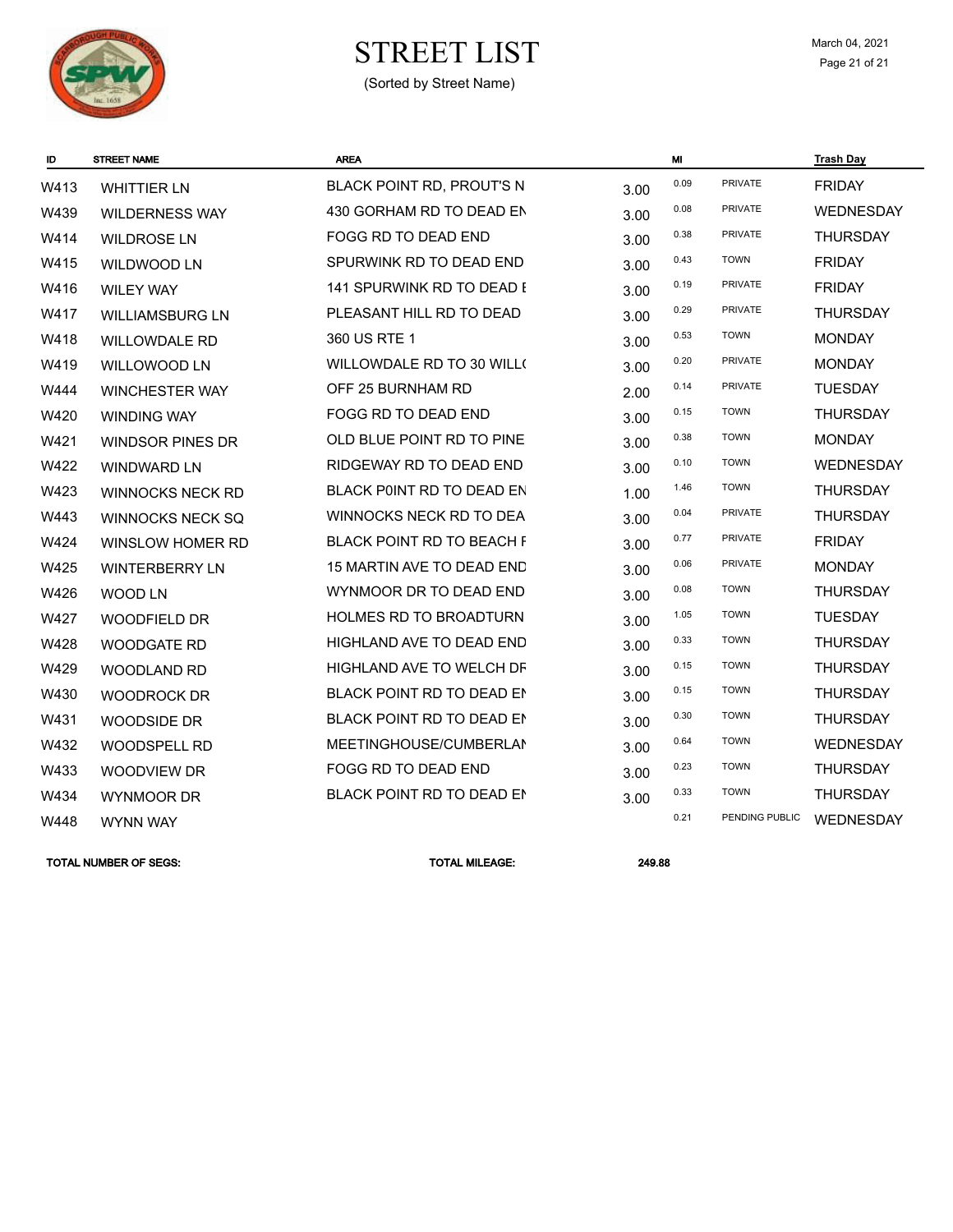# STREET LIST

(Sorted by Street Name)

March 04, 2021

| ID | STREET NAME | AREA | | MI | | Trash Day |
|---|---|---|---|---|---|---|
| W413 | WHITTIER LN | BLACK POINT RD, PROUT'S N | 3.00 | 0.09 | PRIVATE | FRIDAY |
| W439 | WILDERNESS WAY | 430 GORHAM RD TO DEAD EN | 3.00 | 0.08 | PRIVATE | WEDNESDAY |
| W414 | WILDROSE LN | FOGG RD TO DEAD END | 3.00 | 0.38 | PRIVATE | THURSDAY |
| W415 | WILDWOOD LN | SPURWINK RD TO DEAD END | 3.00 | 0.43 | TOWN | FRIDAY |
| W416 | WILEY WAY | 141 SPURWINK RD TO DEAD E | 3.00 | 0.19 | PRIVATE | FRIDAY |
| W417 | WILLIAMSBURG LN | PLEASANT HILL RD TO DEAD | 3.00 | 0.29 | PRIVATE | THURSDAY |
| W418 | WILLOWDALE RD | 360 US RTE 1 | 3.00 | 0.53 | TOWN | MONDAY |
| W419 | WILLOWOOD LN | WILLOWDALE RD TO 30 WILL( | 3.00 | 0.20 | PRIVATE | MONDAY |
| W444 | WINCHESTER WAY | OFF 25 BURNHAM RD | 2.00 | 0.14 | PRIVATE | TUESDAY |
| W420 | WINDING WAY | FOGG RD TO DEAD END | 3.00 | 0.15 | TOWN | THURSDAY |
| W421 | WINDSOR PINES DR | OLD BLUE POINT RD TO PINE | 3.00 | 0.38 | TOWN | MONDAY |
| W422 | WINDWARD LN | RIDGEWAY RD TO DEAD END | 3.00 | 0.10 | TOWN | WEDNESDAY |
| W423 | WINNOCKS NECK RD | BLACK P0INT RD TO DEAD EN | 1.00 | 1.46 | TOWN | THURSDAY |
| W443 | WINNOCKS NECK SQ | WINNOCKS NECK RD TO DEA | 3.00 | 0.04 | PRIVATE | THURSDAY |
| W424 | WINSLOW HOMER RD | BLACK POINT RD TO BEACH F | 3.00 | 0.77 | PRIVATE | FRIDAY |
| W425 | WINTERBERRY LN | 15 MARTIN AVE TO DEAD END | 3.00 | 0.06 | PRIVATE | MONDAY |
| W426 | WOOD LN | WYNMOOR DR TO DEAD END | 3.00 | 0.08 | TOWN | THURSDAY |
| W427 | WOODFIELD DR | HOLMES RD TO BROADTURN | 3.00 | 1.05 | TOWN | TUESDAY |
| W428 | WOODGATE RD | HIGHLAND AVE TO DEAD END | 3.00 | 0.33 | TOWN | THURSDAY |
| W429 | WOODLAND RD | HIGHLAND AVE TO WELCH DF | 3.00 | 0.15 | TOWN | THURSDAY |
| W430 | WOODROCK DR | BLACK POINT RD TO DEAD EN | 3.00 | 0.15 | TOWN | THURSDAY |
| W431 | WOODSIDE DR | BLACK POINT RD TO DEAD EN | 3.00 | 0.30 | TOWN | THURSDAY |
| W432 | WOODSPELL RD | MEETINGHOUSE/CUMBERLAN | 3.00 | 0.64 | TOWN | WEDNESDAY |
| W433 | WOODVIEW DR | FOGG RD TO DEAD END | 3.00 | 0.23 | TOWN | THURSDAY |
| W434 | WYNMOOR DR | BLACK POINT RD TO DEAD EN | 3.00 | 0.33 | TOWN | THURSDAY |
| W448 | WYNN WAY | | | 0.21 | PENDING PUBLIC | WEDNESDAY |

**TOTAL NUMBER OF SEGS:** **TOTAL MILEAGE:** **249.88**